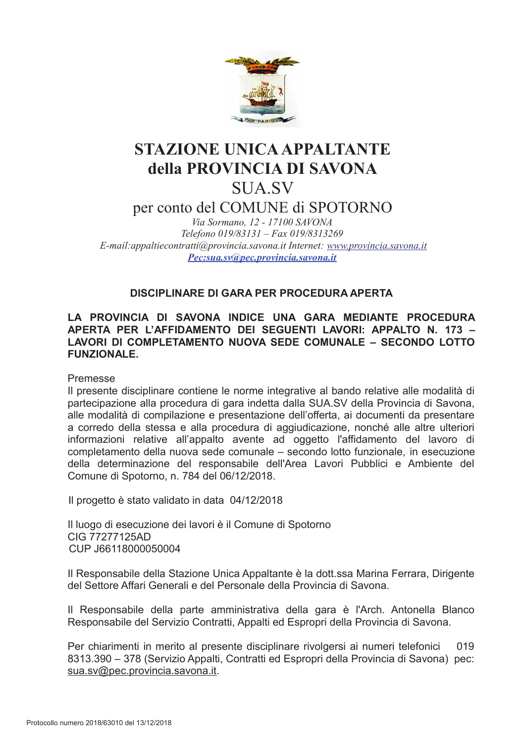# STAZIONE UNICA APPALTANTE della PROVINCIA DI SAVONA

## SUA.SV

## per conto del COMUNE di SPOTORNO

*Via Sormano, 12 - 17100 SAVONA*
*Telefono 019/83131 – Fax 019/8313269*
*E-mail:appaltiecontratti@provincia.savona.it Internet: www.provincia.savona.it*
***Pec:sua.sv@pec.provincia.savona.it***

**DISCIPLINARE DI GARA PER PROCEDURA APERTA**

**LA PROVINCIA DI SAVONA INDICE UNA GARA MEDIANTE PROCEDURA APERTA PER L'AFFIDAMENTO DEI SEGUENTI LAVORI: APPALTO N. 173 – LAVORI DI COMPLETAMENTO NUOVA SEDE COMUNALE – SECONDO LOTTO FUNZIONALE.**

Premesse

Il presente disciplinare contiene le norme integrative al bando relative alle modalità di partecipazione alla procedura di gara indetta dalla SUA.SV della Provincia di Savona, alle modalità di compilazione e presentazione dell'offerta, ai documenti da presentare a corredo della stessa e alla procedura di aggiudicazione, nonché alle altre ulteriori informazioni relative all'appalto avente ad oggetto l'affidamento del lavoro di completamento della nuova sede comunale – secondo lotto funzionale, in esecuzione della determinazione del responsabile dell'Area Lavori Pubblici e Ambiente del Comune di Spotorno, n. 784 del 06/12/2018.

Il progetto è stato validato in data 04/12/2018

Il luogo di esecuzione dei lavori è il Comune di Spotorno
CIG 77277125AD
CUP J66118000050004

Il Responsabile della Stazione Unica Appaltante è la dott.ssa Marina Ferrara, Dirigente del Settore Affari Generali e del Personale della Provincia di Savona.

Il Responsabile della parte amministrativa della gara è l'Arch. Antonella Blanco Responsabile del Servizio Contratti, Appalti ed Espropri della Provincia di Savona.

Per chiarimenti in merito al presente disciplinare rivolgersi ai numeri telefonici 019 8313.390 – 378 (Servizio Appalti, Contratti ed Espropri della Provincia di Savona) pec: sua.sv@pec.provincia.savona.it.

Protocollo numero 2018/63010 del 13/12/2018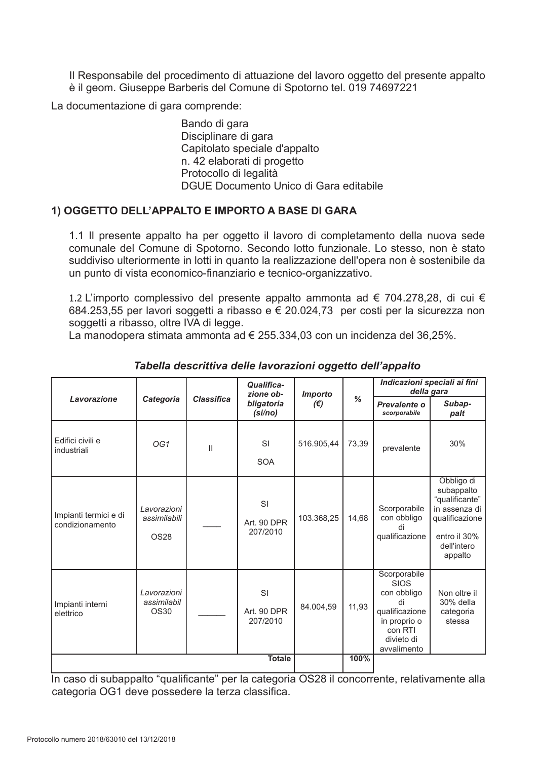Il Responsabile del procedimento di attuazione del lavoro oggetto del presente appalto è il geom. Giuseppe Barberis del Comune di Spotorno tel. 019 74697221

La documentazione di gara comprende:

Bando di gara
Disciplinare di gara
Capitolato speciale d'appalto
n. 42 elaborati di progetto
Protocollo di legalità
DGUE Documento Unico di Gara editabile

## 1) OGGETTO DELL'APPALTO E IMPORTO A BASE DI GARA

1.1 Il presente appalto ha per oggetto il lavoro di completamento della nuova sede comunale del Comune di Spotorno. Secondo lotto funzionale. Lo stesso, non è stato suddiviso ulteriormente in lotti in quanto la realizzazione dell'opera non è sostenibile da un punto di vista economico-finanziario e tecnico-organizzativo.

1.2 L'importo complessivo del presente appalto ammonta ad € 704.278,28, di cui € 684.253,55 per lavori soggetti a ribasso e € 20.024,73 per costi per la sicurezza non soggetti a ribasso, oltre IVA di legge.
La manodopera stimata ammonta ad € 255.334,03 con un incidenza del 36,25%.

*Tabella descrittiva delle lavorazioni oggetto dell'appalto*

| *Lavorazione* | *Categoria* | *Classifica* | *Qualificazione obbligatoria (si/no)* | *Importo (€)* | *%* | *Indicazioni speciali ai fini della gara* | |
|---|---|---|---|---|---|---|---|
| | | | | | | *Prevalente o scorporabile* | *Subappalt* |
| Edifici civili e industriali | *OG1* | II | SI SOA | 516.905,44 | 73,39 | prevalente | 30% |
| Impianti termici e di condizionamento | *Lavorazioni assimilabili* OS28 | ____ | SI Art. 90 DPR 207/2010 | 103.368,25 | 14,68 | Scorporabile con obbligo di qualificazione | Obbligo di subappalto "qualificante" in assenza di qualificazione entro il 30% dell'intero appalto |
| Impianti interni elettrico | *Lavorazioni assimilabil* OS30 | ______ | SI Art. 90 DPR 207/2010 | 84.004,59 | 11,93 | Scorporabile SIOS con obbligo di qualificazione in proprio o con RTI divieto di avvalimento | Non oltre il 30% della categoria stessa |
| | | | **Totale** | | **100%** | | |

In caso di subappalto "qualificante" per la categoria OS28 il concorrente, relativamente alla categoria OG1 deve possedere la terza classifica.

Protocollo numero 2018/63010 del 13/12/2018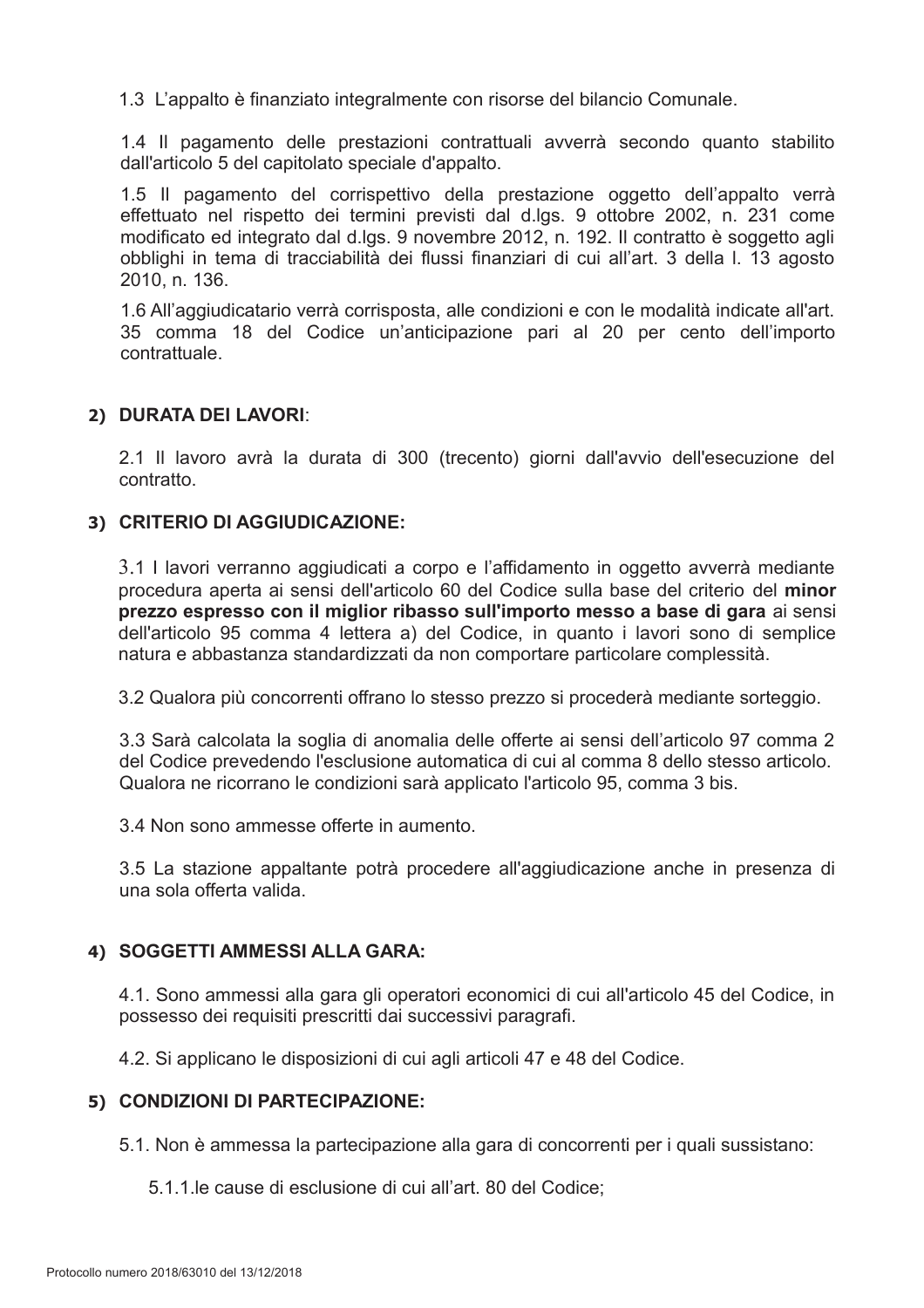1.3 L'appalto è finanziato integralmente con risorse del bilancio Comunale.

1.4 Il pagamento delle prestazioni contrattuali avverrà secondo quanto stabilito dall'articolo 5 del capitolato speciale d'appalto.

1.5 Il pagamento del corrispettivo della prestazione oggetto dell'appalto verrà effettuato nel rispetto dei termini previsti dal d.lgs. 9 ottobre 2002, n. 231 come modificato ed integrato dal d.lgs. 9 novembre 2012, n. 192. Il contratto è soggetto agli obblighi in tema di tracciabilità dei flussi finanziari di cui all'art. 3 della l. 13 agosto 2010, n. 136.

1.6 All'aggiudicatario verrà corrisposta, alle condizioni e con le modalità indicate all'art. 35 comma 18 del Codice un'anticipazione pari al 20 per cento dell'importo contrattuale.

## 2) DURATA DEI LAVORI:

2.1 Il lavoro avrà la durata di 300 (trecento) giorni dall'avvio dell'esecuzione del contratto.

## 3) CRITERIO DI AGGIUDICAZIONE:

3.1 I lavori verranno aggiudicati a corpo e l'affidamento in oggetto avverrà mediante procedura aperta ai sensi dell'articolo 60 del Codice sulla base del criterio del **minor prezzo espresso con il miglior ribasso sull'importo messo a base di gara** ai sensi dell'articolo 95 comma 4 lettera a) del Codice, in quanto i lavori sono di semplice natura e abbastanza standardizzati da non comportare particolare complessità.

3.2 Qualora più concorrenti offrano lo stesso prezzo si procederà mediante sorteggio.

3.3 Sarà calcolata la soglia di anomalia delle offerte ai sensi dell'articolo 97 comma 2 del Codice prevedendo l'esclusione automatica di cui al comma 8 dello stesso articolo. Qualora ne ricorrano le condizioni sarà applicato l'articolo 95, comma 3 bis.

3.4 Non sono ammesse offerte in aumento.

3.5 La stazione appaltante potrà procedere all'aggiudicazione anche in presenza di una sola offerta valida.

## 4) SOGGETTI AMMESSI ALLA GARA:

4.1. Sono ammessi alla gara gli operatori economici di cui all'articolo 45 del Codice, in possesso dei requisiti prescritti dai successivi paragrafi.

4.2. Si applicano le disposizioni di cui agli articoli 47 e 48 del Codice.

## 5) CONDIZIONI DI PARTECIPAZIONE:

5.1. Non è ammessa la partecipazione alla gara di concorrenti per i quali sussistano:

5.1.1.le cause di esclusione di cui all'art. 80 del Codice;

Protocollo numero 2018/63010 del 13/12/2018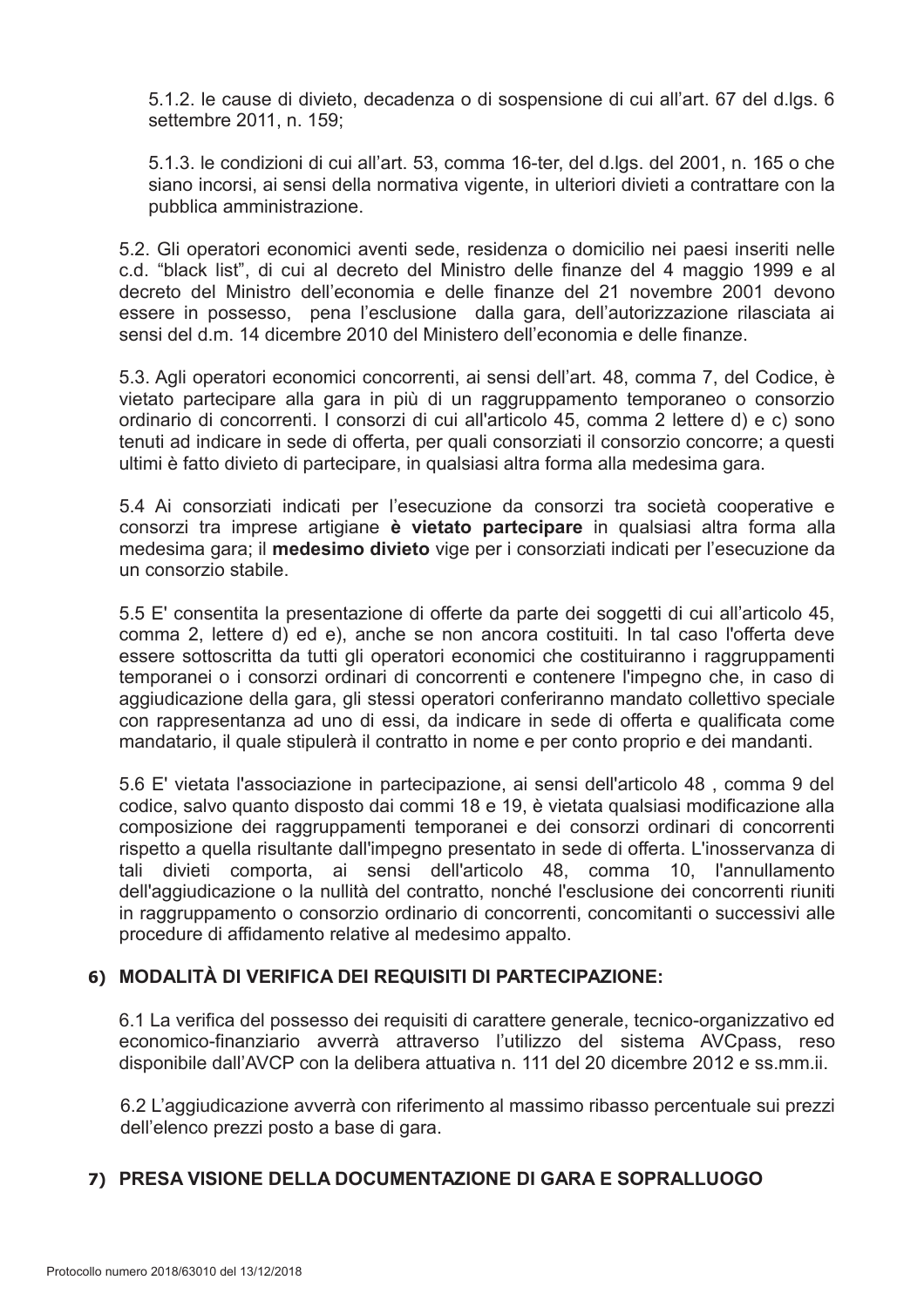5.1.2. le cause di divieto, decadenza o di sospensione di cui all'art. 67 del d.lgs. 6 settembre 2011, n. 159;

5.1.3. le condizioni di cui all'art. 53, comma 16-ter, del d.lgs. del 2001, n. 165 o che siano incorsi, ai sensi della normativa vigente, in ulteriori divieti a contrattare con la pubblica amministrazione.

5.2. Gli operatori economici aventi sede, residenza o domicilio nei paesi inseriti nelle c.d. "black list", di cui al decreto del Ministro delle finanze del 4 maggio 1999 e al decreto del Ministro dell'economia e delle finanze del 21 novembre 2001 devono essere in possesso, pena l'esclusione dalla gara, dell'autorizzazione rilasciata ai sensi del d.m. 14 dicembre 2010 del Ministero dell'economia e delle finanze.

5.3. Agli operatori economici concorrenti, ai sensi dell'art. 48, comma 7, del Codice, è vietato partecipare alla gara in più di un raggruppamento temporaneo o consorzio ordinario di concorrenti. I consorzi di cui all'articolo 45, comma 2 lettere d) e c) sono tenuti ad indicare in sede di offerta, per quali consorziati il consorzio concorre; a questi ultimi è fatto divieto di partecipare, in qualsiasi altra forma alla medesima gara.

5.4 Ai consorziati indicati per l'esecuzione da consorzi tra società cooperative e consorzi tra imprese artigiane **è vietato partecipare** in qualsiasi altra forma alla medesima gara; il **medesimo divieto** vige per i consorziati indicati per l'esecuzione da un consorzio stabile.

5.5 E' consentita la presentazione di offerte da parte dei soggetti di cui all'articolo 45, comma 2, lettere d) ed e), anche se non ancora costituiti. In tal caso l'offerta deve essere sottoscritta da tutti gli operatori economici che costituiranno i raggruppamenti temporanei o i consorzi ordinari di concorrenti e contenere l'impegno che, in caso di aggiudicazione della gara, gli stessi operatori conferiranno mandato collettivo speciale con rappresentanza ad uno di essi, da indicare in sede di offerta e qualificata come mandatario, il quale stipulerà il contratto in nome e per conto proprio e dei mandanti.

5.6 E' vietata l'associazione in partecipazione, ai sensi dell'articolo 48 , comma 9 del codice, salvo quanto disposto dai commi 18 e 19, è vietata qualsiasi modificazione alla composizione dei raggruppamenti temporanei e dei consorzi ordinari di concorrenti rispetto a quella risultante dall'impegno presentato in sede di offerta. L'inosservanza di tali divieti comporta, ai sensi dell'articolo 48, comma 10, l'annullamento dell'aggiudicazione o la nullità del contratto, nonché l'esclusione dei concorrenti riuniti in raggruppamento o consorzio ordinario di concorrenti, concomitanti o successivi alle procedure di affidamento relative al medesimo appalto.

## 6) MODALITÀ DI VERIFICA DEI REQUISITI DI PARTECIPAZIONE:

6.1 La verifica del possesso dei requisiti di carattere generale, tecnico-organizzativo ed economico-finanziario avverrà attraverso l'utilizzo del sistema AVCpass, reso disponibile dall'AVCP con la delibera attuativa n. 111 del 20 dicembre 2012 e ss.mm.ii.

6.2 L'aggiudicazione avverrà con riferimento al massimo ribasso percentuale sui prezzi dell'elenco prezzi posto a base di gara.

## 7) PRESA VISIONE DELLA DOCUMENTAZIONE DI GARA E SOPRALLUOGO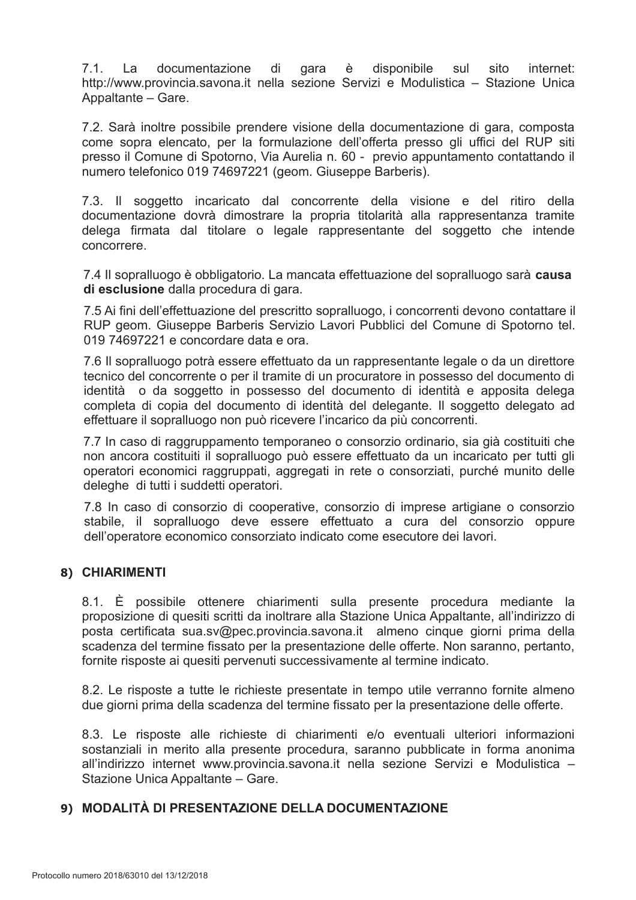7.1. La documentazione di gara è disponibile sul sito internet: http://www.provincia.savona.it nella sezione Servizi e Modulistica – Stazione Unica Appaltante – Gare.

7.2. Sarà inoltre possibile prendere visione della documentazione di gara, composta come sopra elencato, per la formulazione dell'offerta presso gli uffici del RUP siti presso il Comune di Spotorno, Via Aurelia n. 60 - previo appuntamento contattando il numero telefonico 019 74697221 (geom. Giuseppe Barberis).

7.3. Il soggetto incaricato dal concorrente della visione e del ritiro della documentazione dovrà dimostrare la propria titolarità alla rappresentanza tramite delega firmata dal titolare o legale rappresentante del soggetto che intende concorrere.

7.4 Il sopralluogo è obbligatorio. La mancata effettuazione del sopralluogo sarà **causa di esclusione** dalla procedura di gara.

7.5 Ai fini dell'effettuazione del prescritto sopralluogo, i concorrenti devono contattare il RUP geom. Giuseppe Barberis Servizio Lavori Pubblici del Comune di Spotorno tel. 019 74697221 e concordare data e ora.

7.6 Il sopralluogo potrà essere effettuato da un rappresentante legale o da un direttore tecnico del concorrente o per il tramite di un procuratore in possesso del documento di identità o da soggetto in possesso del documento di identità e apposita delega completa di copia del documento di identità del delegante. Il soggetto delegato ad effettuare il sopralluogo non può ricevere l'incarico da più concorrenti.

7.7 In caso di raggruppamento temporaneo o consorzio ordinario, sia già costituiti che non ancora costituiti il sopralluogo può essere effettuato da un incaricato per tutti gli operatori economici raggruppati, aggregati in rete o consorziati, purché munito delle deleghe di tutti i suddetti operatori.

7.8 In caso di consorzio di cooperative, consorzio di imprese artigiane o consorzio stabile, il sopralluogo deve essere effettuato a cura del consorzio oppure dell'operatore economico consorziato indicato come esecutore dei lavori.

## 8) CHIARIMENTI

8.1. È possibile ottenere chiarimenti sulla presente procedura mediante la proposizione di quesiti scritti da inoltrare alla Stazione Unica Appaltante, all'indirizzo di posta certificata sua.sv@pec.provincia.savona.it almeno cinque giorni prima della scadenza del termine fissato per la presentazione delle offerte. Non saranno, pertanto, fornite risposte ai quesiti pervenuti successivamente al termine indicato.

8.2. Le risposte a tutte le richieste presentate in tempo utile verranno fornite almeno due giorni prima della scadenza del termine fissato per la presentazione delle offerte.

8.3. Le risposte alle richieste di chiarimenti e/o eventuali ulteriori informazioni sostanziali in merito alla presente procedura, saranno pubblicate in forma anonima all'indirizzo internet www.provincia.savona.it nella sezione Servizi e Modulistica – Stazione Unica Appaltante – Gare.

## 9) MODALITÀ DI PRESENTAZIONE DELLA DOCUMENTAZIONE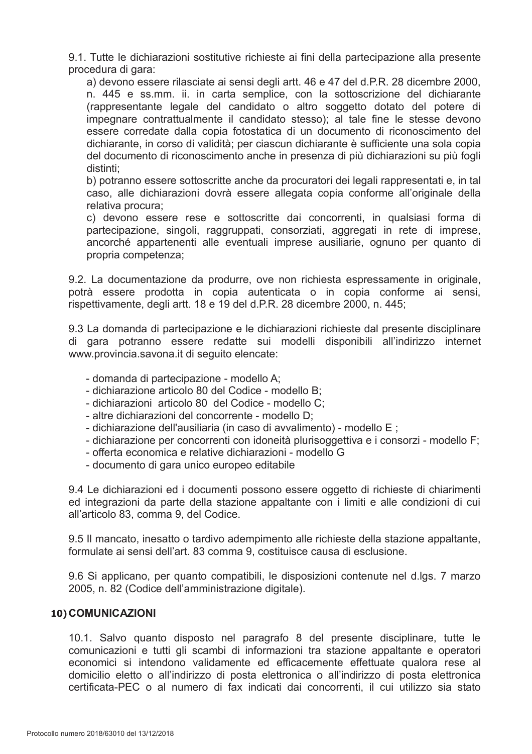9.1. Tutte le dichiarazioni sostitutive richieste ai fini della partecipazione alla presente procedura di gara:

a) devono essere rilasciate ai sensi degli artt. 46 e 47 del d.P.R. 28 dicembre 2000, n. 445 e ss.mm. ii. in carta semplice, con la sottoscrizione del dichiarante (rappresentante legale del candidato o altro soggetto dotato del potere di impegnare contrattualmente il candidato stesso); al tale fine le stesse devono essere corredate dalla copia fotostatica di un documento di riconoscimento del dichiarante, in corso di validità; per ciascun dichiarante è sufficiente una sola copia del documento di riconoscimento anche in presenza di più dichiarazioni su più fogli distinti;

b) potranno essere sottoscritte anche da procuratori dei legali rappresentati e, in tal caso, alle dichiarazioni dovrà essere allegata copia conforme all'originale della relativa procura;

c) devono essere rese e sottoscritte dai concorrenti, in qualsiasi forma di partecipazione, singoli, raggruppati, consorziati, aggregati in rete di imprese, ancorché appartenenti alle eventuali imprese ausiliarie, ognuno per quanto di propria competenza;

9.2. La documentazione da produrre, ove non richiesta espressamente in originale, potrà essere prodotta in copia autenticata o in copia conforme ai sensi, rispettivamente, degli artt. 18 e 19 del d.P.R. 28 dicembre 2000, n. 445;

9.3 La domanda di partecipazione e le dichiarazioni richieste dal presente disciplinare di gara potranno essere redatte sui modelli disponibili all'indirizzo internet www.provincia.savona.it di seguito elencate:

- domanda di partecipazione - modello A;
- dichiarazione articolo 80 del Codice - modello B;
- dichiarazioni articolo 80 del Codice - modello C;
- altre dichiarazioni del concorrente - modello D;
- dichiarazione dell'ausiliaria (in caso di avvalimento) - modello E ;
- dichiarazione per concorrenti con idoneità plurisoggettiva e i consorzi - modello F;
- offerta economica e relative dichiarazioni - modello G
- documento di gara unico europeo editabile

9.4 Le dichiarazioni ed i documenti possono essere oggetto di richieste di chiarimenti ed integrazioni da parte della stazione appaltante con i limiti e alle condizioni di cui all'articolo 83, comma 9, del Codice.

9.5 Il mancato, inesatto o tardivo adempimento alle richieste della stazione appaltante, formulate ai sensi dell'art. 83 comma 9, costituisce causa di esclusione.

9.6 Si applicano, per quanto compatibili, le disposizioni contenute nel d.lgs. 7 marzo 2005, n. 82 (Codice dell'amministrazione digitale).

## 10) COMUNICAZIONI

10.1. Salvo quanto disposto nel paragrafo 8 del presente disciplinare, tutte le comunicazioni e tutti gli scambi di informazioni tra stazione appaltante e operatori economici si intendono validamente ed efficacemente effettuate qualora rese al domicilio eletto o all'indirizzo di posta elettronica o all'indirizzo di posta elettronica certificata-PEC o al numero di fax indicati dai concorrenti, il cui utilizzo sia stato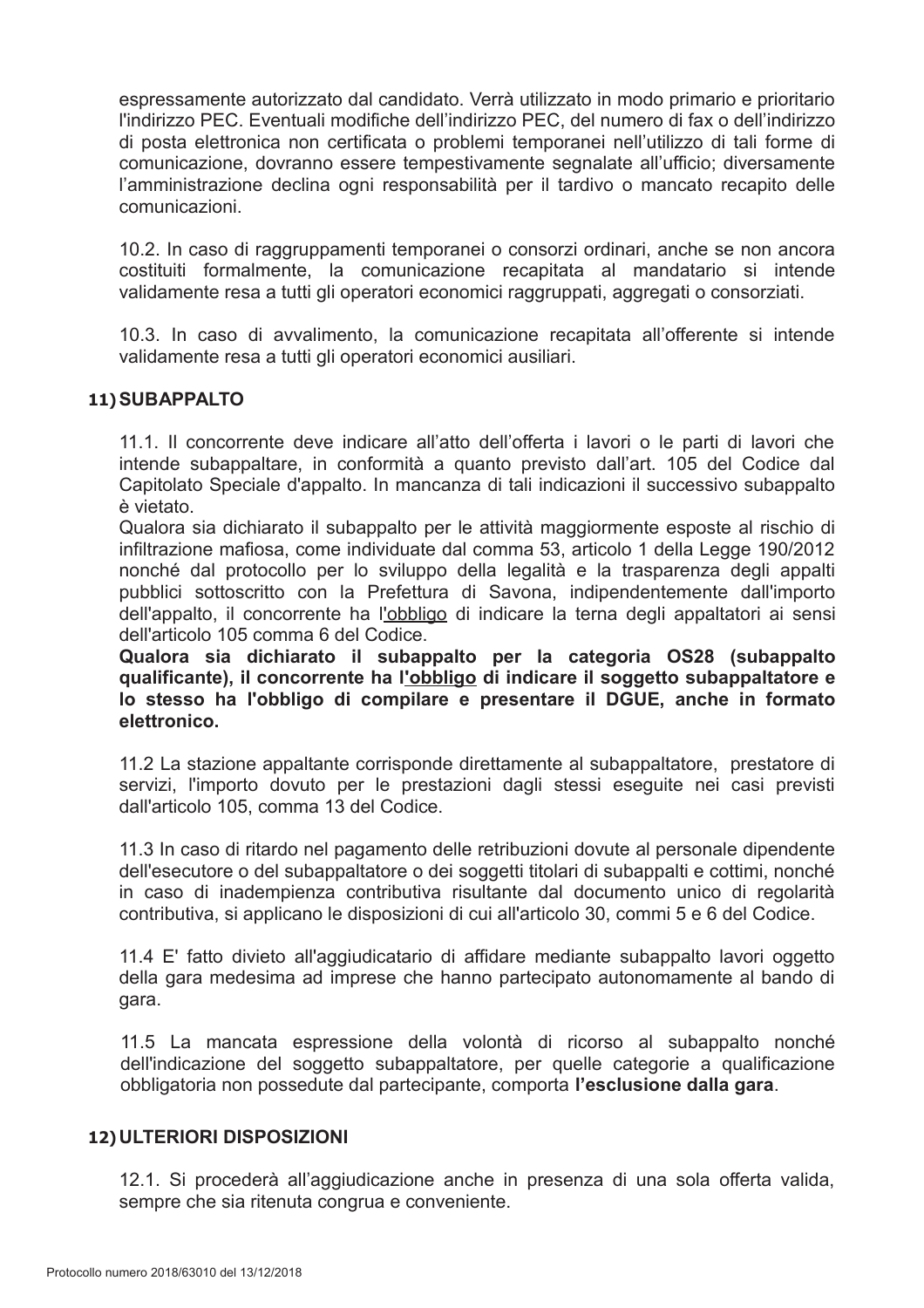espressamente autorizzato dal candidato. Verrà utilizzato in modo primario e prioritario l'indirizzo PEC. Eventuali modifiche dell'indirizzo PEC, del numero di fax o dell'indirizzo di posta elettronica non certificata o problemi temporanei nell'utilizzo di tali forme di comunicazione, dovranno essere tempestivamente segnalate all'ufficio; diversamente l'amministrazione declina ogni responsabilità per il tardivo o mancato recapito delle comunicazioni.

10.2. In caso di raggruppamenti temporanei o consorzi ordinari, anche se non ancora costituiti formalmente, la comunicazione recapitata al mandatario si intende validamente resa a tutti gli operatori economici raggruppati, aggregati o consorziati.

10.3. In caso di avvalimento, la comunicazione recapitata all'offerente si intende validamente resa a tutti gli operatori economici ausiliari.

## 11) SUBAPPALTO

11.1. Il concorrente deve indicare all'atto dell'offerta i lavori o le parti di lavori che intende subappaltare, in conformità a quanto previsto dall'art. 105 del Codice dal Capitolato Speciale d'appalto. In mancanza di tali indicazioni il successivo subappalto è vietato.

Qualora sia dichiarato il subappalto per le attività maggiormente esposte al rischio di infiltrazione mafiosa, come individuate dal comma 53, articolo 1 della Legge 190/2012 nonché dal protocollo per lo sviluppo della legalità e la trasparenza degli appalti pubblici sottoscritto con la Prefettura di Savona, indipendentemente dall'importo dell'appalto, il concorrente ha l'obbligo di indicare la terna degli appaltatori ai sensi dell'articolo 105 comma 6 del Codice.

**Qualora sia dichiarato il subappalto per la categoria OS28 (subappalto qualificante), il concorrente ha l'obbligo di indicare il soggetto subappaltatore e lo stesso ha l'obbligo di compilare e presentare il DGUE, anche in formato elettronico.**

11.2 La stazione appaltante corrisponde direttamente al subappaltatore, prestatore di servizi, l'importo dovuto per le prestazioni dagli stessi eseguite nei casi previsti dall'articolo 105, comma 13 del Codice.

11.3 In caso di ritardo nel pagamento delle retribuzioni dovute al personale dipendente dell'esecutore o del subappaltatore o dei soggetti titolari di subappalti e cottimi, nonché in caso di inadempienza contributiva risultante dal documento unico di regolarità contributiva, si applicano le disposizioni di cui all'articolo 30, commi 5 e 6 del Codice.

11.4 E' fatto divieto all'aggiudicatario di affidare mediante subappalto lavori oggetto della gara medesima ad imprese che hanno partecipato autonomamente al bando di gara.

11.5 La mancata espressione della volontà di ricorso al subappalto nonché dell'indicazione del soggetto subappaltatore, per quelle categorie a qualificazione obbligatoria non possedute dal partecipante, comporta **l'esclusione dalla gara**.

## 12) ULTERIORI DISPOSIZIONI

12.1. Si procederà all'aggiudicazione anche in presenza di una sola offerta valida, sempre che sia ritenuta congrua e conveniente.

Protocollo numero 2018/63010 del 13/12/2018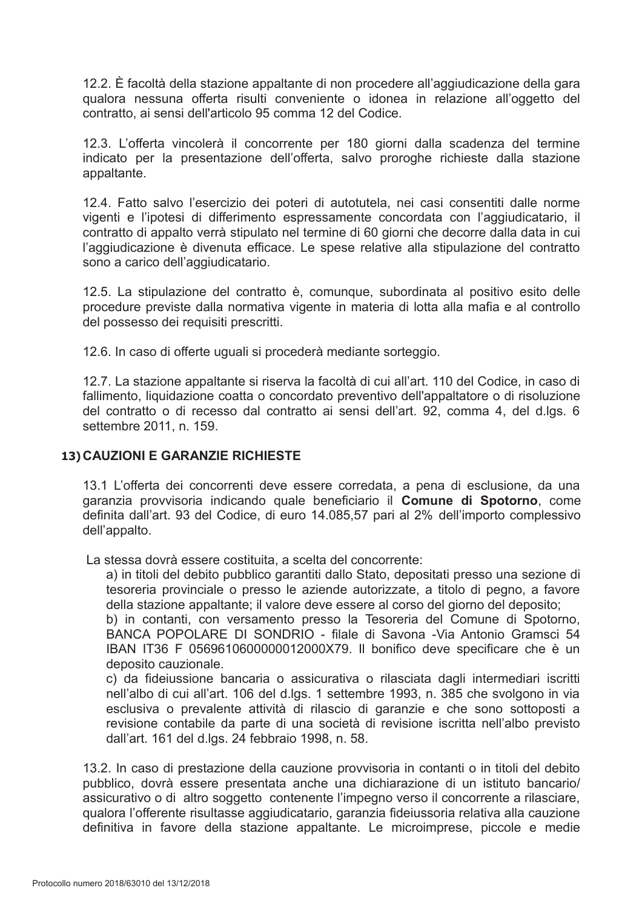12.2. È facoltà della stazione appaltante di non procedere all'aggiudicazione della gara qualora nessuna offerta risulti conveniente o idonea in relazione all'oggetto del contratto, ai sensi dell'articolo 95 comma 12 del Codice.

12.3. L'offerta vincolerà il concorrente per 180 giorni dalla scadenza del termine indicato per la presentazione dell'offerta, salvo proroghe richieste dalla stazione appaltante.

12.4. Fatto salvo l'esercizio dei poteri di autotutela, nei casi consentiti dalle norme vigenti e l'ipotesi di differimento espressamente concordata con l'aggiudicatario, il contratto di appalto verrà stipulato nel termine di 60 giorni che decorre dalla data in cui l'aggiudicazione è divenuta efficace. Le spese relative alla stipulazione del contratto sono a carico dell'aggiudicatario.

12.5. La stipulazione del contratto è, comunque, subordinata al positivo esito delle procedure previste dalla normativa vigente in materia di lotta alla mafia e al controllo del possesso dei requisiti prescritti.

12.6. In caso di offerte uguali si procederà mediante sorteggio.

12.7. La stazione appaltante si riserva la facoltà di cui all'art. 110 del Codice, in caso di fallimento, liquidazione coatta o concordato preventivo dell'appaltatore o di risoluzione del contratto o di recesso dal contratto ai sensi dell'art. 92, comma 4, del d.lgs. 6 settembre 2011, n. 159.

## 13) CAUZIONI E GARANZIE RICHIESTE

13.1 L'offerta dei concorrenti deve essere corredata, a pena di esclusione, da una garanzia provvisoria indicando quale beneficiario il **Comune di Spotorno**, come definita dall'art. 93 del Codice, di euro 14.085,57 pari al 2% dell'importo complessivo dell'appalto.

La stessa dovrà essere costituita, a scelta del concorrente:

a) in titoli del debito pubblico garantiti dallo Stato, depositati presso una sezione di tesoreria provinciale o presso le aziende autorizzate, a titolo di pegno, a favore della stazione appaltante; il valore deve essere al corso del giorno del deposito;

b) in contanti, con versamento presso la Tesoreria del Comune di Spotorno, BANCA POPOLARE DI SONDRIO - filale di Savona -Via Antonio Gramsci 54 IBAN IT36 F 0569610600000012000X79. Il bonifico deve specificare che è un deposito cauzionale.

c) da fideiussione bancaria o assicurativa o rilasciata dagli intermediari iscritti nell'albo di cui all'art. 106 del d.lgs. 1 settembre 1993, n. 385 che svolgono in via esclusiva o prevalente attività di rilascio di garanzie e che sono sottoposti a revisione contabile da parte di una società di revisione iscritta nell'albo previsto dall'art. 161 del d.lgs. 24 febbraio 1998, n. 58.

13.2. In caso di prestazione della cauzione provvisoria in contanti o in titoli del debito pubblico, dovrà essere presentata anche una dichiarazione di un istituto bancario/assicurativo o di altro soggetto contenente l'impegno verso il concorrente a rilasciare, qualora l'offerente risultasse aggiudicatario, garanzia fideiussoria relativa alla cauzione definitiva in favore della stazione appaltante. Le microimprese, piccole e medie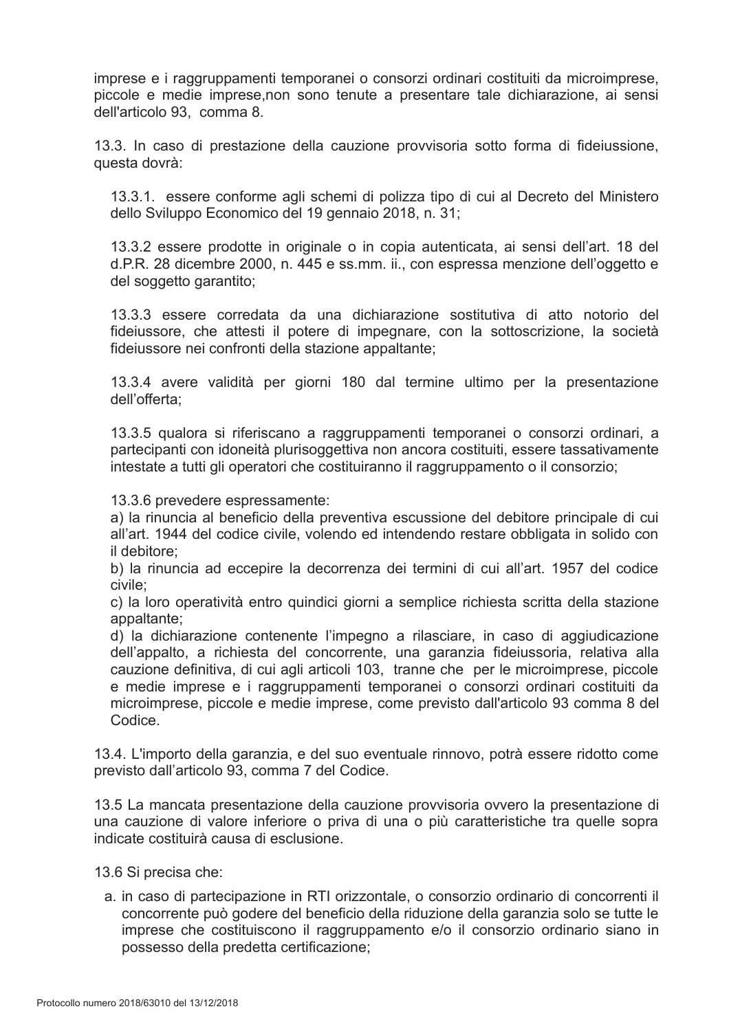imprese e i raggruppamenti temporanei o consorzi ordinari costituiti da microimprese, piccole e medie imprese,non sono tenute a presentare tale dichiarazione, ai sensi dell'articolo 93, comma 8.

13.3. In caso di prestazione della cauzione provvisoria sotto forma di fideiussione, questa dovrà:

13.3.1. essere conforme agli schemi di polizza tipo di cui al Decreto del Ministero dello Sviluppo Economico del 19 gennaio 2018, n. 31;

13.3.2 essere prodotte in originale o in copia autenticata, ai sensi dell'art. 18 del d.P.R. 28 dicembre 2000, n. 445 e ss.mm. ii., con espressa menzione dell'oggetto e del soggetto garantito;

13.3.3 essere corredata da una dichiarazione sostitutiva di atto notorio del fideiussore, che attesti il potere di impegnare, con la sottoscrizione, la società fideiussore nei confronti della stazione appaltante;

13.3.4 avere validità per giorni 180 dal termine ultimo per la presentazione dell'offerta;

13.3.5 qualora si riferiscano a raggruppamenti temporanei o consorzi ordinari, a partecipanti con idoneità plurisoggettiva non ancora costituiti, essere tassativamente intestate a tutti gli operatori che costituiranno il raggruppamento o il consorzio;

13.3.6 prevedere espressamente:

a) la rinuncia al beneficio della preventiva escussione del debitore principale di cui all'art. 1944 del codice civile, volendo ed intendendo restare obbligata in solido con il debitore;

b) la rinuncia ad eccepire la decorrenza dei termini di cui all'art. 1957 del codice civile;

c) la loro operatività entro quindici giorni a semplice richiesta scritta della stazione appaltante;

d) la dichiarazione contenente l'impegno a rilasciare, in caso di aggiudicazione dell'appalto, a richiesta del concorrente, una garanzia fideiussoria, relativa alla cauzione definitiva, di cui agli articoli 103, tranne che per le microimprese, piccole e medie imprese e i raggruppamenti temporanei o consorzi ordinari costituiti da microimprese, piccole e medie imprese, come previsto dall'articolo 93 comma 8 del Codice.

13.4. L'importo della garanzia, e del suo eventuale rinnovo, potrà essere ridotto come previsto dall'articolo 93, comma 7 del Codice.

13.5 La mancata presentazione della cauzione provvisoria ovvero la presentazione di una cauzione di valore inferiore o priva di una o più caratteristiche tra quelle sopra indicate costituirà causa di esclusione.

13.6 Si precisa che:

a. in caso di partecipazione in RTI orizzontale, o consorzio ordinario di concorrenti il concorrente può godere del beneficio della riduzione della garanzia solo se tutte le imprese che costituiscono il raggruppamento e/o il consorzio ordinario siano in possesso della predetta certificazione;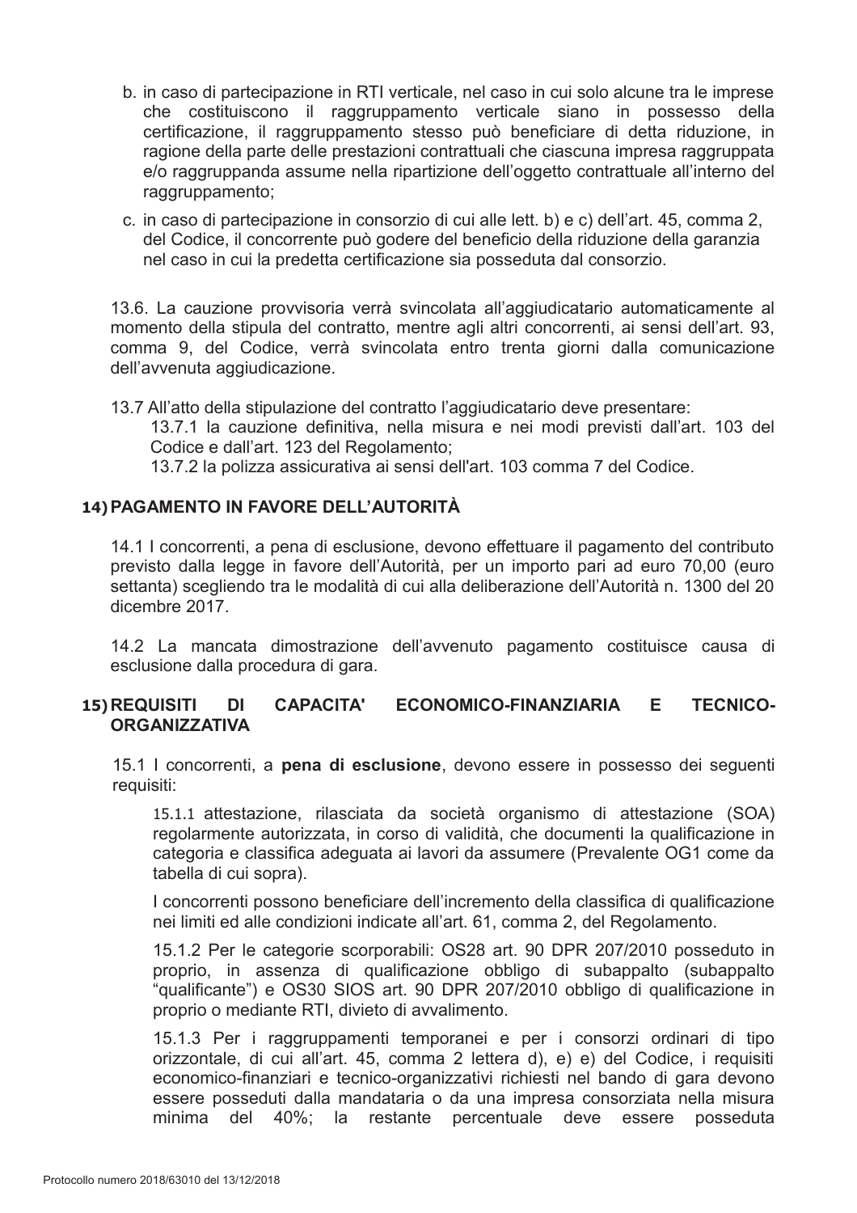b. in caso di partecipazione in RTI verticale, nel caso in cui solo alcune tra le imprese che costituiscono il raggruppamento verticale siano in possesso della certificazione, il raggruppamento stesso può beneficiare di detta riduzione, in ragione della parte delle prestazioni contrattuali che ciascuna impresa raggruppata e/o raggruppanda assume nella ripartizione dell'oggetto contrattuale all'interno del raggruppamento;

c. in caso di partecipazione in consorzio di cui alle lett. b) e c) dell'art. 45, comma 2, del Codice, il concorrente può godere del beneficio della riduzione della garanzia nel caso in cui la predetta certificazione sia posseduta dal consorzio.

13.6. La cauzione provvisoria verrà svincolata all'aggiudicatario automaticamente al momento della stipula del contratto, mentre agli altri concorrenti, ai sensi dell'art. 93, comma 9, del Codice, verrà svincolata entro trenta giorni dalla comunicazione dell'avvenuta aggiudicazione.

13.7 All'atto della stipulazione del contratto l'aggiudicatario deve presentare:

13.7.1 la cauzione definitiva, nella misura e nei modi previsti dall'art. 103 del Codice e dall'art. 123 del Regolamento;

13.7.2 la polizza assicurativa ai sensi dell'art. 103 comma 7 del Codice.

## 14) PAGAMENTO IN FAVORE DELL'AUTORITÀ

14.1 I concorrenti, a pena di esclusione, devono effettuare il pagamento del contributo previsto dalla legge in favore dell'Autorità, per un importo pari ad euro 70,00 (euro settanta) scegliendo tra le modalità di cui alla deliberazione dell'Autorità n. 1300 del 20 dicembre 2017.

14.2 La mancata dimostrazione dell'avvenuto pagamento costituisce causa di esclusione dalla procedura di gara.

## 15) REQUISITI DI CAPACITA' ECONOMICO-FINANZIARIA E TECNICO-ORGANIZZATIVA

15.1 I concorrenti, a **pena di esclusione**, devono essere in possesso dei seguenti requisiti:

15.1.1 attestazione, rilasciata da società organismo di attestazione (SOA) regolarmente autorizzata, in corso di validità, che documenti la qualificazione in categoria e classifica adeguata ai lavori da assumere (Prevalente OG1 come da tabella di cui sopra).

I concorrenti possono beneficiare dell'incremento della classifica di qualificazione nei limiti ed alle condizioni indicate all'art. 61, comma 2, del Regolamento.

15.1.2 Per le categorie scorporabili: OS28 art. 90 DPR 207/2010 posseduto in proprio, in assenza di qualificazione obbligo di subappalto (subappalto "qualificante") e OS30 SIOS art. 90 DPR 207/2010 obbligo di qualificazione in proprio o mediante RTI, divieto di avvalimento.

15.1.3 Per i raggruppamenti temporanei e per i consorzi ordinari di tipo orizzontale, di cui all'art. 45, comma 2 lettera d), e) e) del Codice, i requisiti economico-finanziari e tecnico-organizzativi richiesti nel bando di gara devono essere posseduti dalla mandataria o da una impresa consorziata nella misura minima del 40%; la restante percentuale deve essere posseduta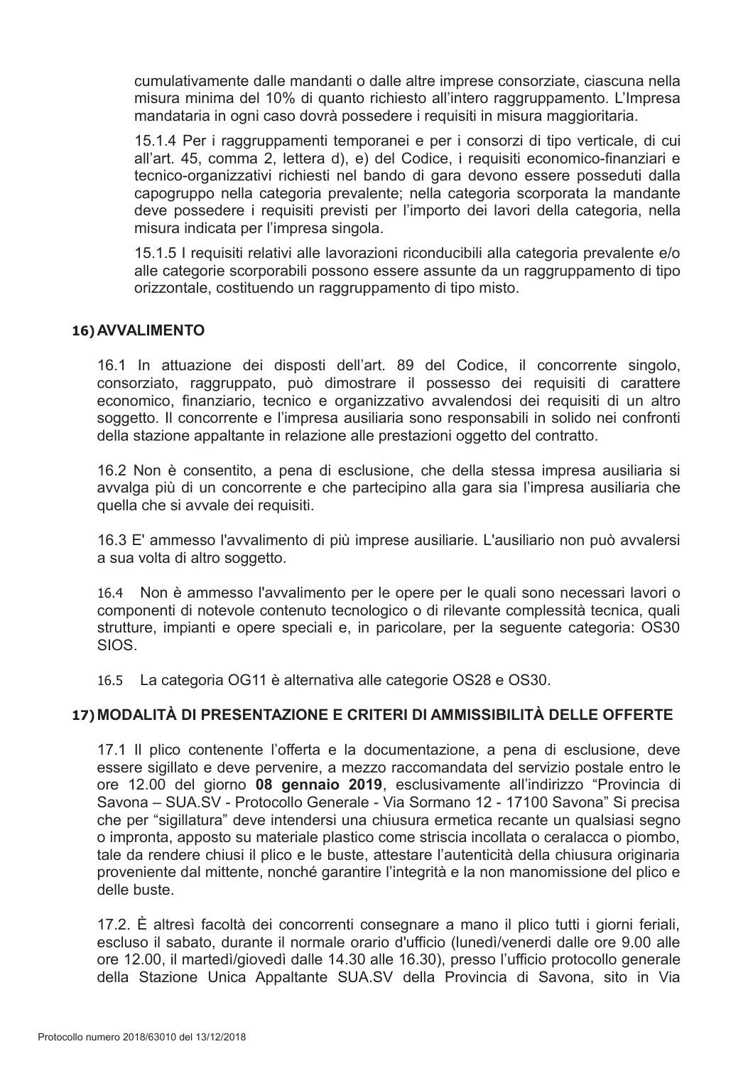cumulativamente dalle mandanti o dalle altre imprese consorziate, ciascuna nella misura minima del 10% di quanto richiesto all'intero raggruppamento. L'Impresa mandataria in ogni caso dovrà possedere i requisiti in misura maggioritaria.

15.1.4 Per i raggruppamenti temporanei e per i consorzi di tipo verticale, di cui all'art. 45, comma 2, lettera d), e) del Codice, i requisiti economico-finanziari e tecnico-organizzativi richiesti nel bando di gara devono essere posseduti dalla capogruppo nella categoria prevalente; nella categoria scorporata la mandante deve possedere i requisiti previsti per l'importo dei lavori della categoria, nella misura indicata per l'impresa singola.

15.1.5 I requisiti relativi alle lavorazioni riconducibili alla categoria prevalente e/o alle categorie scorporabili possono essere assunte da un raggruppamento di tipo orizzontale, costituendo un raggruppamento di tipo misto.

## 16) AVVALIMENTO

16.1 In attuazione dei disposti dell'art. 89 del Codice, il concorrente singolo, consorziato, raggruppato, può dimostrare il possesso dei requisiti di carattere economico, finanziario, tecnico e organizzativo avvalendosi dei requisiti di un altro soggetto. Il concorrente e l'impresa ausiliaria sono responsabili in solido nei confronti della stazione appaltante in relazione alle prestazioni oggetto del contratto.

16.2 Non è consentito, a pena di esclusione, che della stessa impresa ausiliaria si avvalga più di un concorrente e che partecipino alla gara sia l'impresa ausiliaria che quella che si avvale dei requisiti.

16.3 E' ammesso l'avvalimento di più imprese ausiliarie. L'ausiliario non può avvalersi a sua volta di altro soggetto.

16.4 Non è ammesso l'avvalimento per le opere per le quali sono necessari lavori o componenti di notevole contenuto tecnologico o di rilevante complessità tecnica, quali strutture, impianti e opere speciali e, in paricolare, per la seguente categoria: OS30 SIOS.

16.5 La categoria OG11 è alternativa alle categorie OS28 e OS30.

## 17) MODALITÀ DI PRESENTAZIONE E CRITERI DI AMMISSIBILITÀ DELLE OFFERTE

17.1 Il plico contenente l'offerta e la documentazione, a pena di esclusione, deve essere sigillato e deve pervenire, a mezzo raccomandata del servizio postale entro le ore 12.00 del giorno **08 gennaio 2019**, esclusivamente all'indirizzo "Provincia di Savona – SUA.SV - Protocollo Generale - Via Sormano 12 - 17100 Savona" Si precisa che per "sigillatura" deve intendersi una chiusura ermetica recante un qualsiasi segno o impronta, apposto su materiale plastico come striscia incollata o ceralacca o piombo, tale da rendere chiusi il plico e le buste, attestare l'autenticità della chiusura originaria proveniente dal mittente, nonché garantire l'integrità e la non manomissione del plico e delle buste.

17.2. È altresì facoltà dei concorrenti consegnare a mano il plico tutti i giorni feriali, escluso il sabato, durante il normale orario d'ufficio (lunedì/venerdi dalle ore 9.00 alle ore 12.00, il martedì/giovedì dalle 14.30 alle 16.30), presso l'ufficio protocollo generale della Stazione Unica Appaltante SUA.SV della Provincia di Savona, sito in Via

Protocollo numero 2018/63010 del 13/12/2018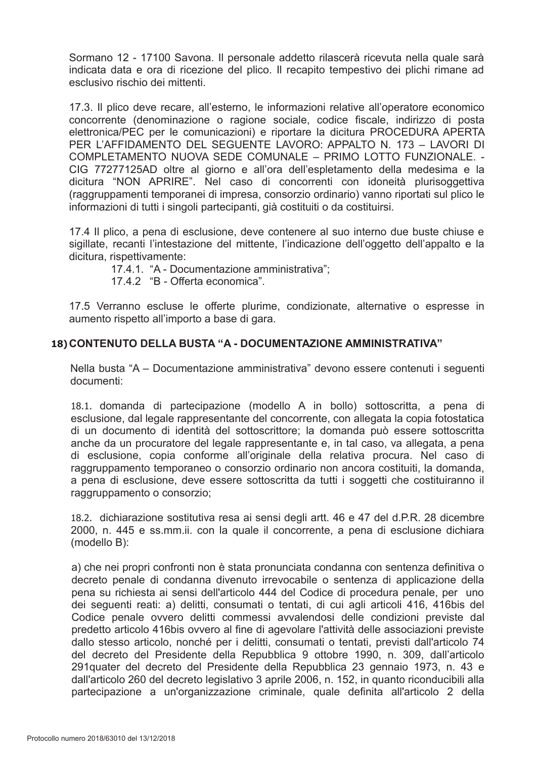Sormano 12 - 17100 Savona. Il personale addetto rilascerà ricevuta nella quale sarà indicata data e ora di ricezione del plico. Il recapito tempestivo dei plichi rimane ad esclusivo rischio dei mittenti.

17.3. Il plico deve recare, all'esterno, le informazioni relative all'operatore economico concorrente (denominazione o ragione sociale, codice fiscale, indirizzo di posta elettronica/PEC per le comunicazioni) e riportare la dicitura PROCEDURA APERTA PER L'AFFIDAMENTO DEL SEGUENTE LAVORO: APPALTO N. 173 – LAVORI DI COMPLETAMENTO NUOVA SEDE COMUNALE – PRIMO LOTTO FUNZIONALE. - CIG 77277125AD oltre al giorno e all'ora dell'espletamento della medesima e la dicitura "NON APRIRE". Nel caso di concorrenti con idoneità plurisoggettiva (raggruppamenti temporanei di impresa, consorzio ordinario) vanno riportati sul plico le informazioni di tutti i singoli partecipanti, già costituiti o da costituirsi.

17.4 Il plico, a pena di esclusione, deve contenere al suo interno due buste chiuse e sigillate, recanti l'intestazione del mittente, l'indicazione dell'oggetto dell'appalto e la dicitura, rispettivamente:

17.4.1. "A - Documentazione amministrativa";

17.4.2 "B - Offerta economica".

17.5 Verranno escluse le offerte plurime, condizionate, alternative o espresse in aumento rispetto all'importo a base di gara.

## 18) CONTENUTO DELLA BUSTA "A - DOCUMENTAZIONE AMMINISTRATIVA"

Nella busta "A – Documentazione amministrativa" devono essere contenuti i seguenti documenti:

18.1. domanda di partecipazione (modello A in bollo) sottoscritta, a pena di esclusione, dal legale rappresentante del concorrente, con allegata la copia fotostatica di un documento di identità del sottoscrittore; la domanda può essere sottoscritta anche da un procuratore del legale rappresentante e, in tal caso, va allegata, a pena di esclusione, copia conforme all'originale della relativa procura. Nel caso di raggruppamento temporaneo o consorzio ordinario non ancora costituiti, la domanda, a pena di esclusione, deve essere sottoscritta da tutti i soggetti che costituiranno il raggruppamento o consorzio;

18.2. dichiarazione sostitutiva resa ai sensi degli artt. 46 e 47 del d.P.R. 28 dicembre 2000, n. 445 e ss.mm.ii. con la quale il concorrente, a pena di esclusione dichiara (modello B):

a) che nei propri confronti non è stata pronunciata condanna con sentenza definitiva o decreto penale di condanna divenuto irrevocabile o sentenza di applicazione della pena su richiesta ai sensi dell'articolo 444 del Codice di procedura penale, per uno dei seguenti reati: a) delitti, consumati o tentati, di cui agli articoli 416, 416bis del Codice penale ovvero delitti commessi avvalendosi delle condizioni previste dal predetto articolo 416bis ovvero al fine di agevolare l'attività delle associazioni previste dallo stesso articolo, nonché per i delitti, consumati o tentati, previsti dall'articolo 74 del decreto del Presidente della Repubblica 9 ottobre 1990, n. 309, dall'articolo 291quater del decreto del Presidente della Repubblica 23 gennaio 1973, n. 43 e dall'articolo 260 del decreto legislativo 3 aprile 2006, n. 152, in quanto riconducibili alla partecipazione a un'organizzazione criminale, quale definita all'articolo 2 della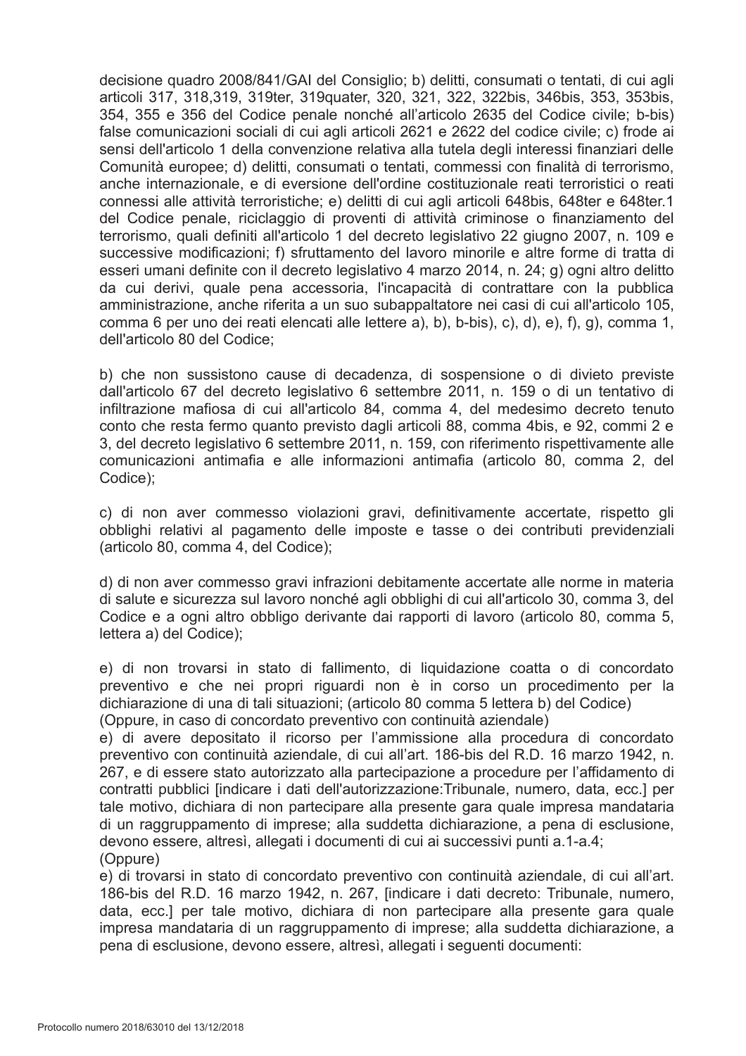decisione quadro 2008/841/GAI del Consiglio; b) delitti, consumati o tentati, di cui agli articoli 317, 318,319, 319ter, 319quater, 320, 321, 322, 322bis, 346bis, 353, 353bis, 354, 355 e 356 del Codice penale nonché all'articolo 2635 del Codice civile; b-bis) false comunicazioni sociali di cui agli articoli 2621 e 2622 del codice civile; c) frode ai sensi dell'articolo 1 della convenzione relativa alla tutela degli interessi finanziari delle Comunità europee; d) delitti, consumati o tentati, commessi con finalità di terrorismo, anche internazionale, e di eversione dell'ordine costituzionale reati terroristici o reati connessi alle attività terroristiche; e) delitti di cui agli articoli 648bis, 648ter e 648ter.1 del Codice penale, riciclaggio di proventi di attività criminose o finanziamento del terrorismo, quali definiti all'articolo 1 del decreto legislativo 22 giugno 2007, n. 109 e successive modificazioni; f) sfruttamento del lavoro minorile e altre forme di tratta di esseri umani definite con il decreto legislativo 4 marzo 2014, n. 24; g) ogni altro delitto da cui derivi, quale pena accessoria, l'incapacità di contrattare con la pubblica amministrazione, anche riferita a un suo subappaltatore nei casi di cui all'articolo 105, comma 6 per uno dei reati elencati alle lettere a), b), b-bis), c), d), e), f), g), comma 1, dell'articolo 80 del Codice;

b) che non sussistono cause di decadenza, di sospensione o di divieto previste dall'articolo 67 del decreto legislativo 6 settembre 2011, n. 159 o di un tentativo di infiltrazione mafiosa di cui all'articolo 84, comma 4, del medesimo decreto tenuto conto che resta fermo quanto previsto dagli articoli 88, comma 4bis, e 92, commi 2 e 3, del decreto legislativo 6 settembre 2011, n. 159, con riferimento rispettivamente alle comunicazioni antimafia e alle informazioni antimafia (articolo 80, comma 2, del Codice);

c) di non aver commesso violazioni gravi, definitivamente accertate, rispetto gli obblighi relativi al pagamento delle imposte e tasse o dei contributi previdenziali (articolo 80, comma 4, del Codice);

d) di non aver commesso gravi infrazioni debitamente accertate alle norme in materia di salute e sicurezza sul lavoro nonché agli obblighi di cui all'articolo 30, comma 3, del Codice e a ogni altro obbligo derivante dai rapporti di lavoro (articolo 80, comma 5, lettera a) del Codice);

e) di non trovarsi in stato di fallimento, di liquidazione coatta o di concordato preventivo e che nei propri riguardi non è in corso un procedimento per la dichiarazione di una di tali situazioni; (articolo 80 comma 5 lettera b) del Codice)
(Oppure, in caso di concordato preventivo con continuità aziendale)
e) di avere depositato il ricorso per l'ammissione alla procedura di concordato preventivo con continuità aziendale, di cui all'art. 186-bis del R.D. 16 marzo 1942, n. 267, e di essere stato autorizzato alla partecipazione a procedure per l'affidamento di contratti pubblici [indicare i dati dell'autorizzazione:Tribunale, numero, data, ecc.] per tale motivo, dichiara di non partecipare alla presente gara quale impresa mandataria di un raggruppamento di imprese; alla suddetta dichiarazione, a pena di esclusione, devono essere, altresì, allegati i documenti di cui ai successivi punti a.1-a.4;
(Oppure)
e) di trovarsi in stato di concordato preventivo con continuità aziendale, di cui all'art. 186-bis del R.D. 16 marzo 1942, n. 267, [indicare i dati decreto: Tribunale, numero, data, ecc.] per tale motivo, dichiara di non partecipare alla presente gara quale impresa mandataria di un raggruppamento di imprese; alla suddetta dichiarazione, a pena di esclusione, devono essere, altresì, allegati i seguenti documenti:

Protocollo numero 2018/63010 del 13/12/2018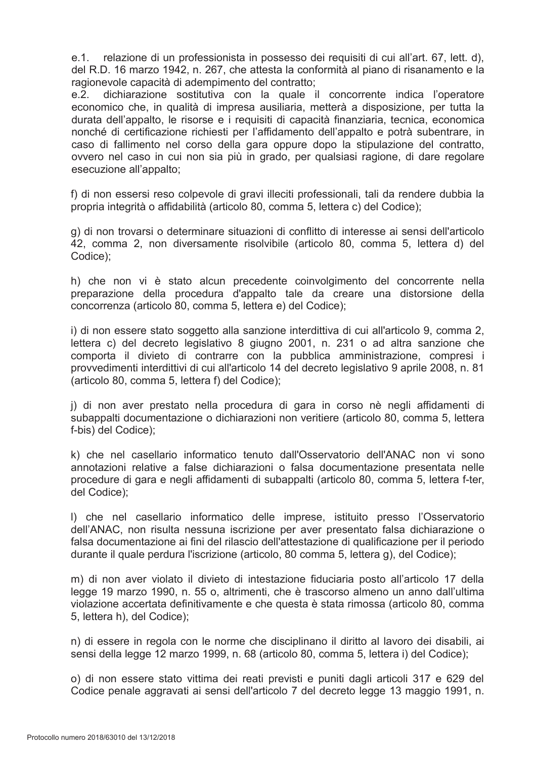e.1. relazione di un professionista in possesso dei requisiti di cui all'art. 67, lett. d), del R.D. 16 marzo 1942, n. 267, che attesta la conformità al piano di risanamento e la ragionevole capacità di adempimento del contratto;
e.2. dichiarazione sostitutiva con la quale il concorrente indica l'operatore economico che, in qualità di impresa ausiliaria, metterà a disposizione, per tutta la durata dell'appalto, le risorse e i requisiti di capacità finanziaria, tecnica, economica nonché di certificazione richiesti per l'affidamento dell'appalto e potrà subentrare, in caso di fallimento nel corso della gara oppure dopo la stipulazione del contratto, ovvero nel caso in cui non sia più in grado, per qualsiasi ragione, di dare regolare esecuzione all'appalto;

f) di non essersi reso colpevole di gravi illeciti professionali, tali da rendere dubbia la propria integrità o affidabilità (articolo 80, comma 5, lettera c) del Codice);

g) di non trovarsi o determinare situazioni di conflitto di interesse ai sensi dell'articolo 42, comma 2, non diversamente risolvibile (articolo 80, comma 5, lettera d) del Codice);

h) che non vi è stato alcun precedente coinvolgimento del concorrente nella preparazione della procedura d'appalto tale da creare una distorsione della concorrenza (articolo 80, comma 5, lettera e) del Codice);

i) di non essere stato soggetto alla sanzione interdittiva di cui all'articolo 9, comma 2, lettera c) del decreto legislativo 8 giugno 2001, n. 231 o ad altra sanzione che comporta il divieto di contrarre con la pubblica amministrazione, compresi i provvedimenti interdittivi di cui all'articolo 14 del decreto legislativo 9 aprile 2008, n. 81 (articolo 80, comma 5, lettera f) del Codice);

j) di non aver prestato nella procedura di gara in corso nè negli affidamenti di subappalti documentazione o dichiarazioni non veritiere (articolo 80, comma 5, lettera f-bis) del Codice);

k) che nel casellario informatico tenuto dall'Osservatorio dell'ANAC non vi sono annotazioni relative a false dichiarazioni o falsa documentazione presentata nelle procedure di gara e negli affidamenti di subappalti (articolo 80, comma 5, lettera f-ter, del Codice);

l) che nel casellario informatico delle imprese, istituito presso l'Osservatorio dell'ANAC, non risulta nessuna iscrizione per aver presentato falsa dichiarazione o falsa documentazione ai fini del rilascio dell'attestazione di qualificazione per il periodo durante il quale perdura l'iscrizione (articolo, 80 comma 5, lettera g), del Codice);

m) di non aver violato il divieto di intestazione fiduciaria posto all'articolo 17 della legge 19 marzo 1990, n. 55 o, altrimenti, che è trascorso almeno un anno dall'ultima violazione accertata definitivamente e che questa è stata rimossa (articolo 80, comma 5, lettera h), del Codice);

n) di essere in regola con le norme che disciplinano il diritto al lavoro dei disabili, ai sensi della legge 12 marzo 1999, n. 68 (articolo 80, comma 5, lettera i) del Codice);

o) di non essere stato vittima dei reati previsti e puniti dagli articoli 317 e 629 del Codice penale aggravati ai sensi dell'articolo 7 del decreto legge 13 maggio 1991, n.

Protocollo numero 2018/63010 del 13/12/2018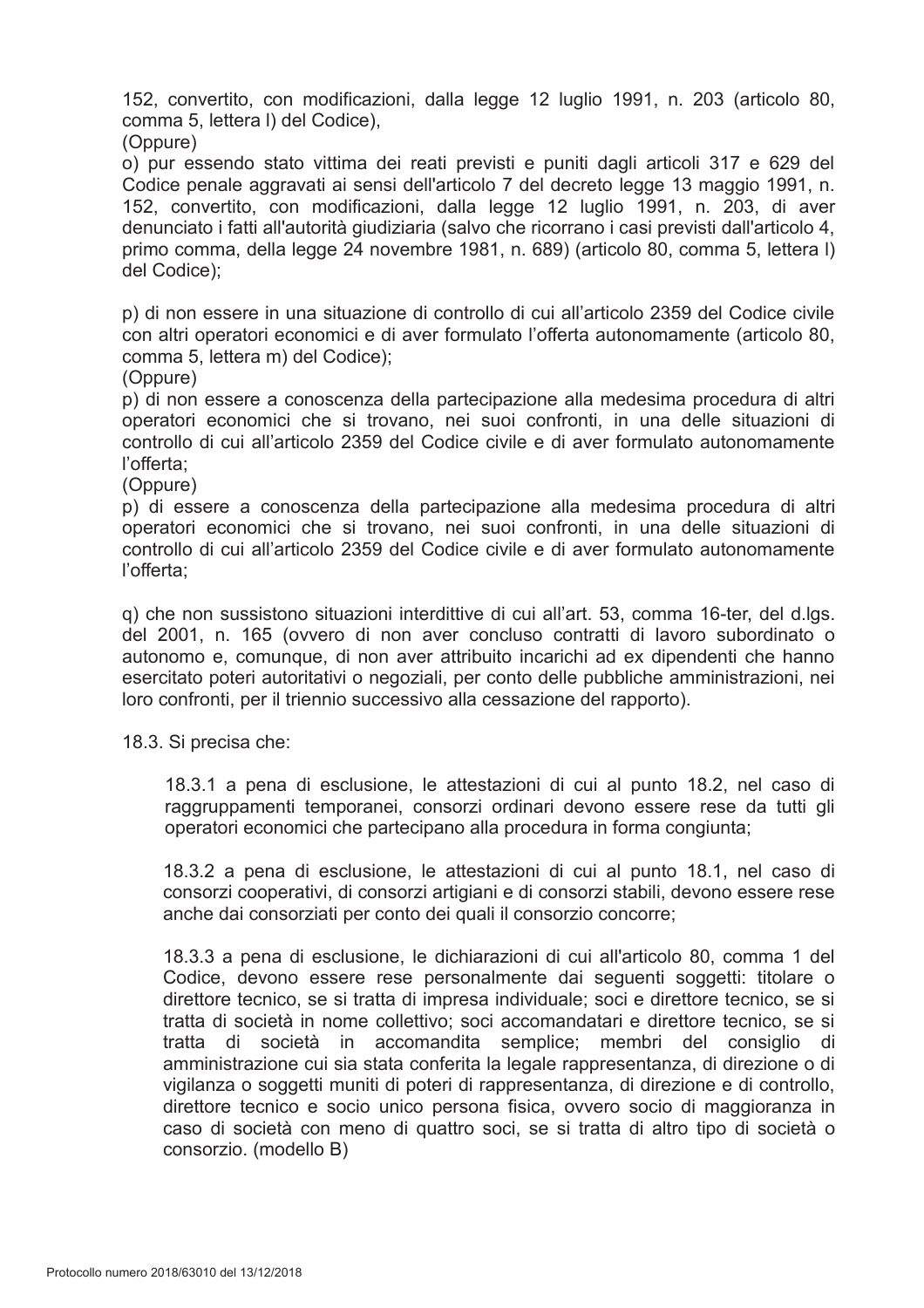152, convertito, con modificazioni, dalla legge 12 luglio 1991, n. 203 (articolo 80, comma 5, lettera l) del Codice),

(Oppure)

o) pur essendo stato vittima dei reati previsti e puniti dagli articoli 317 e 629 del Codice penale aggravati ai sensi dell'articolo 7 del decreto legge 13 maggio 1991, n. 152, convertito, con modificazioni, dalla legge 12 luglio 1991, n. 203, di aver denunciato i fatti all'autorità giudiziaria (salvo che ricorrano i casi previsti dall'articolo 4, primo comma, della legge 24 novembre 1981, n. 689) (articolo 80, comma 5, lettera l) del Codice);

p) di non essere in una situazione di controllo di cui all'articolo 2359 del Codice civile con altri operatori economici e di aver formulato l'offerta autonomamente (articolo 80, comma 5, lettera m) del Codice);

(Oppure)

p) di non essere a conoscenza della partecipazione alla medesima procedura di altri operatori economici che si trovano, nei suoi confronti, in una delle situazioni di controllo di cui all'articolo 2359 del Codice civile e di aver formulato autonomamente l'offerta;

(Oppure)

p) di essere a conoscenza della partecipazione alla medesima procedura di altri operatori economici che si trovano, nei suoi confronti, in una delle situazioni di controllo di cui all'articolo 2359 del Codice civile e di aver formulato autonomamente l'offerta;

q) che non sussistono situazioni interdittive di cui all'art. 53, comma 16-ter, del d.lgs. del 2001, n. 165 (ovvero di non aver concluso contratti di lavoro subordinato o autonomo e, comunque, di non aver attribuito incarichi ad ex dipendenti che hanno esercitato poteri autoritativi o negoziali, per conto delle pubbliche amministrazioni, nei loro confronti, per il triennio successivo alla cessazione del rapporto).

18.3. Si precisa che:

18.3.1 a pena di esclusione, le attestazioni di cui al punto 18.2, nel caso di raggruppamenti temporanei, consorzi ordinari devono essere rese da tutti gli operatori economici che partecipano alla procedura in forma congiunta;

18.3.2 a pena di esclusione, le attestazioni di cui al punto 18.1, nel caso di consorzi cooperativi, di consorzi artigiani e di consorzi stabili, devono essere rese anche dai consorziati per conto dei quali il consorzio concorre;

18.3.3 a pena di esclusione, le dichiarazioni di cui all'articolo 80, comma 1 del Codice, devono essere rese personalmente dai seguenti soggetti: titolare o direttore tecnico, se si tratta di impresa individuale; soci e direttore tecnico, se si tratta di società in nome collettivo; soci accomandatari e direttore tecnico, se si tratta di società in accomandita semplice; membri del consiglio di amministrazione cui sia stata conferita la legale rappresentanza, di direzione o di vigilanza o soggetti muniti di poteri di rappresentanza, di direzione e di controllo, direttore tecnico e socio unico persona fisica, ovvero socio di maggioranza in caso di società con meno di quattro soci, se si tratta di altro tipo di società o consorzio. (modello B)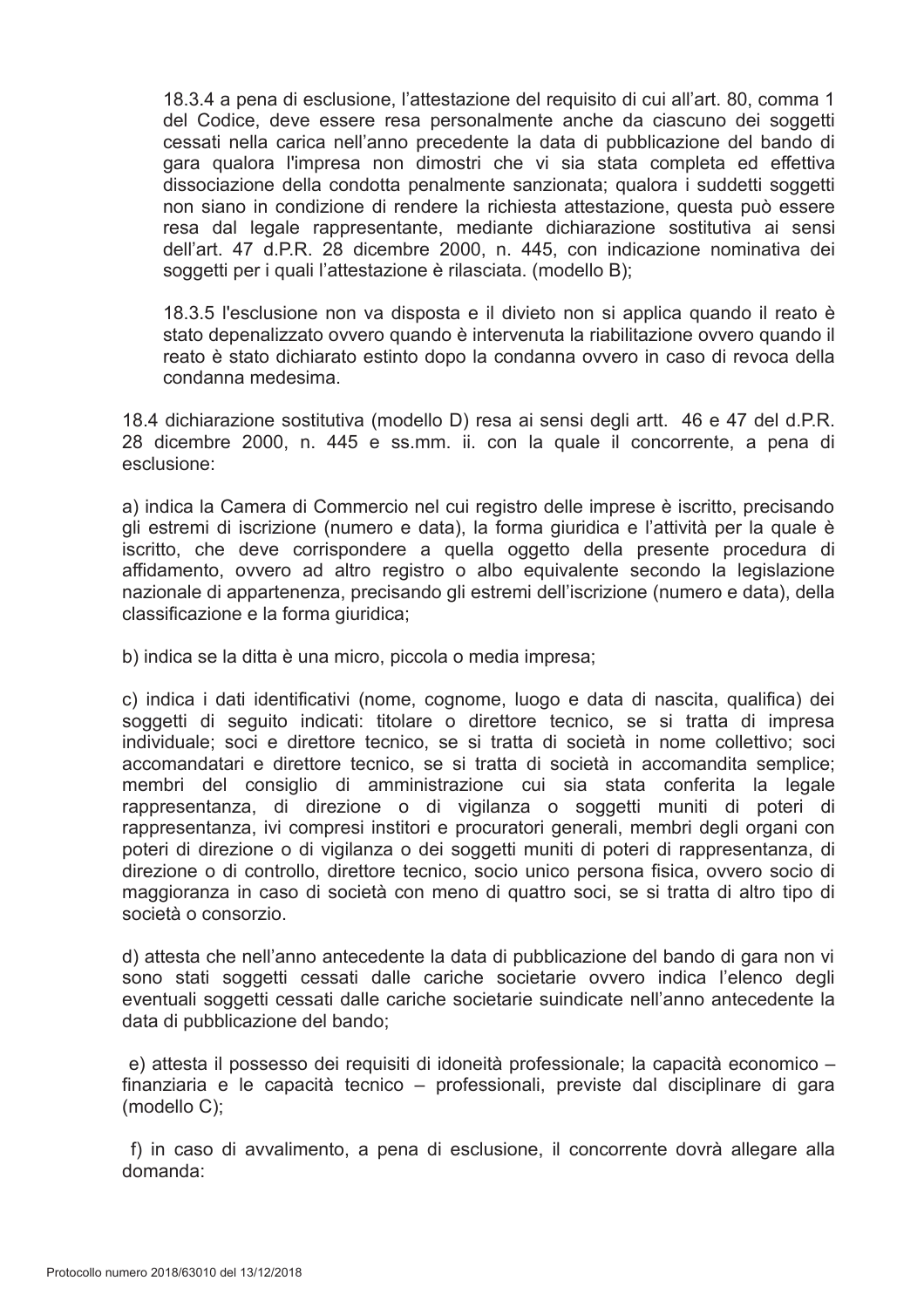18.3.4 a pena di esclusione, l'attestazione del requisito di cui all'art. 80, comma 1 del Codice, deve essere resa personalmente anche da ciascuno dei soggetti cessati nella carica nell'anno precedente la data di pubblicazione del bando di gara qualora l'impresa non dimostri che vi sia stata completa ed effettiva dissociazione della condotta penalmente sanzionata; qualora i suddetti soggetti non siano in condizione di rendere la richiesta attestazione, questa può essere resa dal legale rappresentante, mediante dichiarazione sostitutiva ai sensi dell'art. 47 d.P.R. 28 dicembre 2000, n. 445, con indicazione nominativa dei soggetti per i quali l'attestazione è rilasciata. (modello B);

18.3.5 l'esclusione non va disposta e il divieto non si applica quando il reato è stato depenalizzato ovvero quando è intervenuta la riabilitazione ovvero quando il reato è stato dichiarato estinto dopo la condanna ovvero in caso di revoca della condanna medesima.

18.4 dichiarazione sostitutiva (modello D) resa ai sensi degli artt. 46 e 47 del d.P.R. 28 dicembre 2000, n. 445 e ss.mm. ii. con la quale il concorrente, a pena di esclusione:

a) indica la Camera di Commercio nel cui registro delle imprese è iscritto, precisando gli estremi di iscrizione (numero e data), la forma giuridica e l'attività per la quale è iscritto, che deve corrispondere a quella oggetto della presente procedura di affidamento, ovvero ad altro registro o albo equivalente secondo la legislazione nazionale di appartenenza, precisando gli estremi dell'iscrizione (numero e data), della classificazione e la forma giuridica;

b) indica se la ditta è una micro, piccola o media impresa;

c) indica i dati identificativi (nome, cognome, luogo e data di nascita, qualifica) dei soggetti di seguito indicati: titolare o direttore tecnico, se si tratta di impresa individuale; soci e direttore tecnico, se si tratta di società in nome collettivo; soci accomandatari e direttore tecnico, se si tratta di società in accomandita semplice; membri del consiglio di amministrazione cui sia stata conferita la legale rappresentanza, di direzione o di vigilanza o soggetti muniti di poteri di rappresentanza, ivi compresi institori e procuratori generali, membri degli organi con poteri di direzione o di vigilanza o dei soggetti muniti di poteri di rappresentanza, di direzione o di controllo, direttore tecnico, socio unico persona fisica, ovvero socio di maggioranza in caso di società con meno di quattro soci, se si tratta di altro tipo di società o consorzio.

d) attesta che nell'anno antecedente la data di pubblicazione del bando di gara non vi sono stati soggetti cessati dalle cariche societarie ovvero indica l'elenco degli eventuali soggetti cessati dalle cariche societarie suindicate nell'anno antecedente la data di pubblicazione del bando;

e) attesta il possesso dei requisiti di idoneità professionale; la capacità economico – finanziaria e le capacità tecnico – professionali, previste dal disciplinare di gara (modello C);

f) in caso di avvalimento, a pena di esclusione, il concorrente dovrà allegare alla domanda: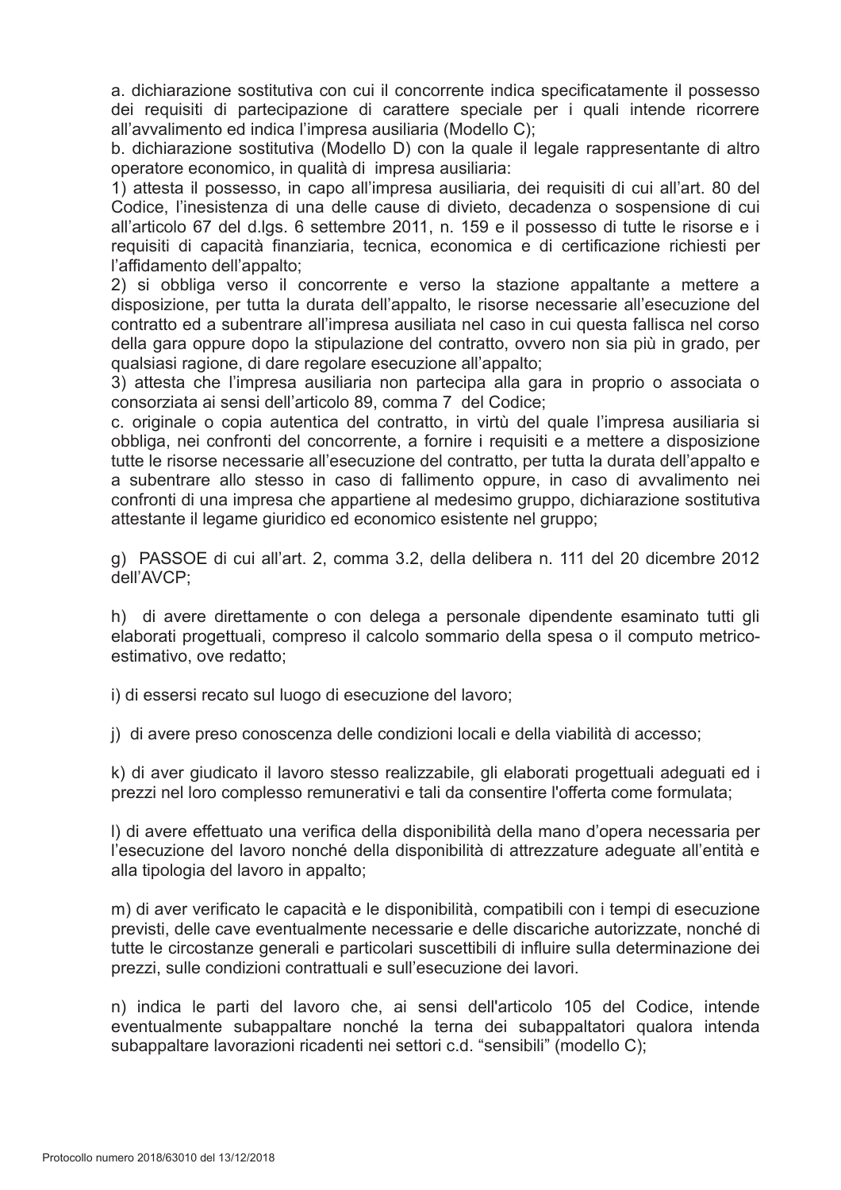a. dichiarazione sostitutiva con cui il concorrente indica specificatamente il possesso dei requisiti di partecipazione di carattere speciale per i quali intende ricorrere all'avvalimento ed indica l'impresa ausiliaria (Modello C);

b. dichiarazione sostitutiva (Modello D) con la quale il legale rappresentante di altro operatore economico, in qualità di impresa ausiliaria:

1) attesta il possesso, in capo all'impresa ausiliaria, dei requisiti di cui all'art. 80 del Codice, l'inesistenza di una delle cause di divieto, decadenza o sospensione di cui all'articolo 67 del d.lgs. 6 settembre 2011, n. 159 e il possesso di tutte le risorse e i requisiti di capacità finanziaria, tecnica, economica e di certificazione richiesti per l'affidamento dell'appalto;

2) si obbliga verso il concorrente e verso la stazione appaltante a mettere a disposizione, per tutta la durata dell'appalto, le risorse necessarie all'esecuzione del contratto ed a subentrare all'impresa ausiliata nel caso in cui questa fallisca nel corso della gara oppure dopo la stipulazione del contratto, ovvero non sia più in grado, per qualsiasi ragione, di dare regolare esecuzione all'appalto;

3) attesta che l'impresa ausiliaria non partecipa alla gara in proprio o associata o consorziata ai sensi dell'articolo 89, comma 7 del Codice;

c. originale o copia autentica del contratto, in virtù del quale l'impresa ausiliaria si obbliga, nei confronti del concorrente, a fornire i requisiti e a mettere a disposizione tutte le risorse necessarie all'esecuzione del contratto, per tutta la durata dell'appalto e a subentrare allo stesso in caso di fallimento oppure, in caso di avvalimento nei confronti di una impresa che appartiene al medesimo gruppo, dichiarazione sostitutiva attestante il legame giuridico ed economico esistente nel gruppo;

g) PASSOE di cui all'art. 2, comma 3.2, della delibera n. 111 del 20 dicembre 2012 dell'AVCP;

h) di avere direttamente o con delega a personale dipendente esaminato tutti gli elaborati progettuali, compreso il calcolo sommario della spesa o il computo metrico-estimativo, ove redatto;

i) di essersi recato sul luogo di esecuzione del lavoro;

j) di avere preso conoscenza delle condizioni locali e della viabilità di accesso;

k) di aver giudicato il lavoro stesso realizzabile, gli elaborati progettuali adeguati ed i prezzi nel loro complesso remunerativi e tali da consentire l'offerta come formulata;

l) di avere effettuato una verifica della disponibilità della mano d'opera necessaria per l'esecuzione del lavoro nonché della disponibilità di attrezzature adeguate all'entità e alla tipologia del lavoro in appalto;

m) di aver verificato le capacità e le disponibilità, compatibili con i tempi di esecuzione previsti, delle cave eventualmente necessarie e delle discariche autorizzate, nonché di tutte le circostanze generali e particolari suscettibili di influire sulla determinazione dei prezzi, sulle condizioni contrattuali e sull'esecuzione dei lavori.

n) indica le parti del lavoro che, ai sensi dell'articolo 105 del Codice, intende eventualmente subappaltare nonché la terna dei subappaltatori qualora intenda subappaltare lavorazioni ricadenti nei settori c.d. "sensibili" (modello C);

Protocollo numero 2018/63010 del 13/12/2018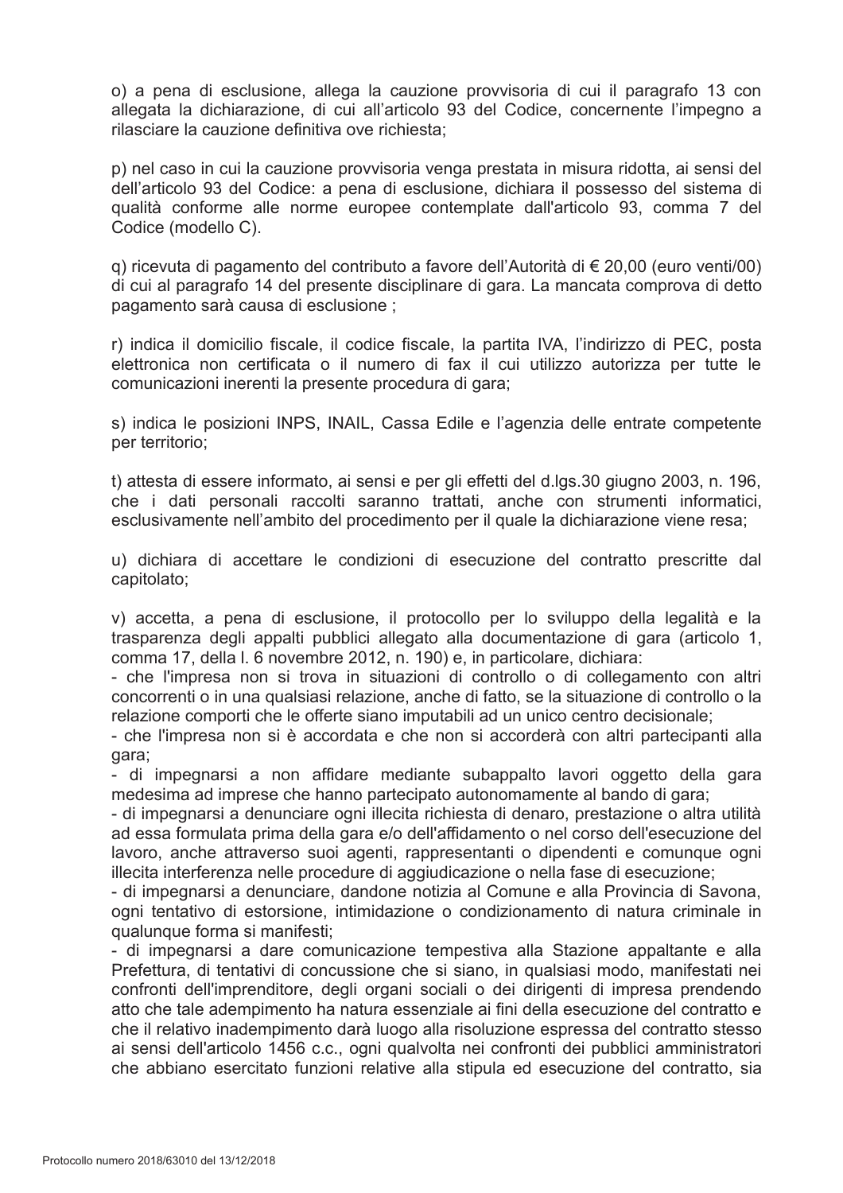o) a pena di esclusione, allega la cauzione provvisoria di cui il paragrafo 13 con allegata la dichiarazione, di cui all'articolo 93 del Codice, concernente l'impegno a rilasciare la cauzione definitiva ove richiesta;

p) nel caso in cui la cauzione provvisoria venga prestata in misura ridotta, ai sensi del dell'articolo 93 del Codice: a pena di esclusione, dichiara il possesso del sistema di qualità conforme alle norme europee contemplate dall'articolo 93, comma 7 del Codice (modello C).

q) ricevuta di pagamento del contributo a favore dell'Autorità di € 20,00 (euro venti/00) di cui al paragrafo 14 del presente disciplinare di gara. La mancata comprova di detto pagamento sarà causa di esclusione ;

r) indica il domicilio fiscale, il codice fiscale, la partita IVA, l'indirizzo di PEC, posta elettronica non certificata o il numero di fax il cui utilizzo autorizza per tutte le comunicazioni inerenti la presente procedura di gara;

s) indica le posizioni INPS, INAIL, Cassa Edile e l'agenzia delle entrate competente per territorio;

t) attesta di essere informato, ai sensi e per gli effetti del d.lgs.30 giugno 2003, n. 196, che i dati personali raccolti saranno trattati, anche con strumenti informatici, esclusivamente nell'ambito del procedimento per il quale la dichiarazione viene resa;

u) dichiara di accettare le condizioni di esecuzione del contratto prescritte dal capitolato;

v) accetta, a pena di esclusione, il protocollo per lo sviluppo della legalità e la trasparenza degli appalti pubblici allegato alla documentazione di gara (articolo 1, comma 17, della l. 6 novembre 2012, n. 190) e, in particolare, dichiara:
- che l'impresa non si trova in situazioni di controllo o di collegamento con altri concorrenti o in una qualsiasi relazione, anche di fatto, se la situazione di controllo o la relazione comporti che le offerte siano imputabili ad un unico centro decisionale;
- che l'impresa non si è accordata e che non si accorderà con altri partecipanti alla gara;
- di impegnarsi a non affidare mediante subappalto lavori oggetto della gara medesima ad imprese che hanno partecipato autonomamente al bando di gara;
- di impegnarsi a denunciare ogni illecita richiesta di denaro, prestazione o altra utilità ad essa formulata prima della gara e/o dell'affidamento o nel corso dell'esecuzione del lavoro, anche attraverso suoi agenti, rappresentanti o dipendenti e comunque ogni illecita interferenza nelle procedure di aggiudicazione o nella fase di esecuzione;
- di impegnarsi a denunciare, dandone notizia al Comune e alla Provincia di Savona, ogni tentativo di estorsione, intimidazione o condizionamento di natura criminale in qualunque forma si manifesti;
- di impegnarsi a dare comunicazione tempestiva alla Stazione appaltante e alla Prefettura, di tentativi di concussione che si siano, in qualsiasi modo, manifestati nei confronti dell'imprenditore, degli organi sociali o dei dirigenti di impresa prendendo atto che tale adempimento ha natura essenziale ai fini della esecuzione del contratto e che il relativo inadempimento darà luogo alla risoluzione espressa del contratto stesso ai sensi dell'articolo 1456 c.c., ogni qualvolta nei confronti dei pubblici amministratori che abbiano esercitato funzioni relative alla stipula ed esecuzione del contratto, sia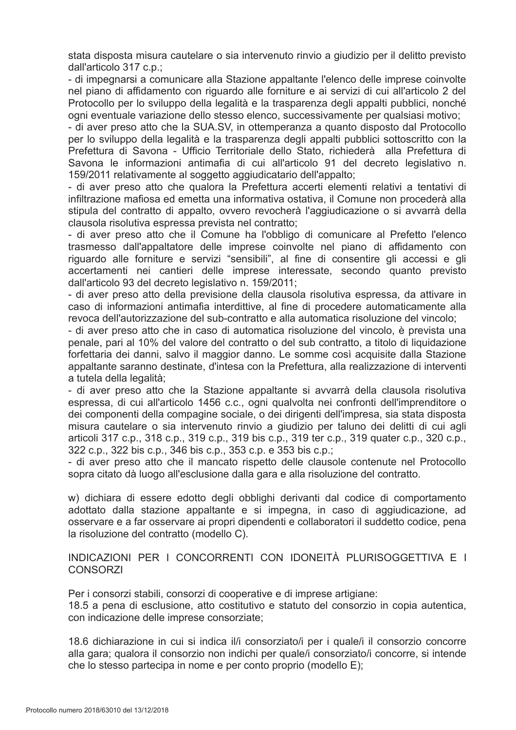stata disposta misura cautelare o sia intervenuto rinvio a giudizio per il delitto previsto dall'articolo 317 c.p.;

- di impegnarsi a comunicare alla Stazione appaltante l'elenco delle imprese coinvolte nel piano di affidamento con riguardo alle forniture e ai servizi di cui all'articolo 2 del Protocollo per lo sviluppo della legalità e la trasparenza degli appalti pubblici, nonché ogni eventuale variazione dello stesso elenco, successivamente per qualsiasi motivo;
- di aver preso atto che la SUA.SV, in ottemperanza a quanto disposto dal Protocollo per lo sviluppo della legalità e la trasparenza degli appalti pubblici sottoscritto con la Prefettura di Savona - Ufficio Territoriale dello Stato, richiederà alla Prefettura di Savona le informazioni antimafia di cui all'articolo 91 del decreto legislativo n. 159/2011 relativamente al soggetto aggiudicatario dell'appalto;
- di aver preso atto che qualora la Prefettura accerti elementi relativi a tentativi di infiltrazione mafiosa ed emetta una informativa ostativa, il Comune non procederà alla stipula del contratto di appalto, ovvero revocherà l'aggiudicazione o si avvarrà della clausola risolutiva espressa prevista nel contratto;
- di aver preso atto che il Comune ha l'obbligo di comunicare al Prefetto l'elenco trasmesso dall'appaltatore delle imprese coinvolte nel piano di affidamento con riguardo alle forniture e servizi "sensibili", al fine di consentire gli accessi e gli accertamenti nei cantieri delle imprese interessate, secondo quanto previsto dall'articolo 93 del decreto legislativo n. 159/2011;
- di aver preso atto della previsione della clausola risolutiva espressa, da attivare in caso di informazioni antimafia interdittive, al fine di procedere automaticamente alla revoca dell'autorizzazione del sub-contratto e alla automatica risoluzione del vincolo;
- di aver preso atto che in caso di automatica risoluzione del vincolo, è prevista una penale, pari al 10% del valore del contratto o del sub contratto, a titolo di liquidazione forfettaria dei danni, salvo il maggior danno. Le somme così acquisite dalla Stazione appaltante saranno destinate, d'intesa con la Prefettura, alla realizzazione di interventi a tutela della legalità;
- di aver preso atto che la Stazione appaltante si avvarrà della clausola risolutiva espressa, di cui all'articolo 1456 c.c., ogni qualvolta nei confronti dell'imprenditore o dei componenti della compagine sociale, o dei dirigenti dell'impresa, sia stata disposta misura cautelare o sia intervenuto rinvio a giudizio per taluno dei delitti di cui agli articoli 317 c.p., 318 c.p., 319 c.p., 319 bis c.p., 319 ter c.p., 319 quater c.p., 320 c.p., 322 c.p., 322 bis c.p., 346 bis c.p., 353 c.p. e 353 bis c.p.;
- di aver preso atto che il mancato rispetto delle clausole contenute nel Protocollo sopra citato dà luogo all'esclusione dalla gara e alla risoluzione del contratto.

w) dichiara di essere edotto degli obblighi derivanti dal codice di comportamento adottato dalla stazione appaltante e si impegna, in caso di aggiudicazione, ad osservare e a far osservare ai propri dipendenti e collaboratori il suddetto codice, pena la risoluzione del contratto (modello C).

INDICAZIONI PER I CONCORRENTI CON IDONEITÀ PLURISOGGETTIVA E I CONSORZI

Per i consorzi stabili, consorzi di cooperative e di imprese artigiane:

18.5 a pena di esclusione, atto costitutivo e statuto del consorzio in copia autentica, con indicazione delle imprese consorziate;

18.6 dichiarazione in cui si indica il/i consorziato/i per i quale/i il consorzio concorre alla gara; qualora il consorzio non indichi per quale/i consorziato/i concorre, si intende che lo stesso partecipa in nome e per conto proprio (modello E);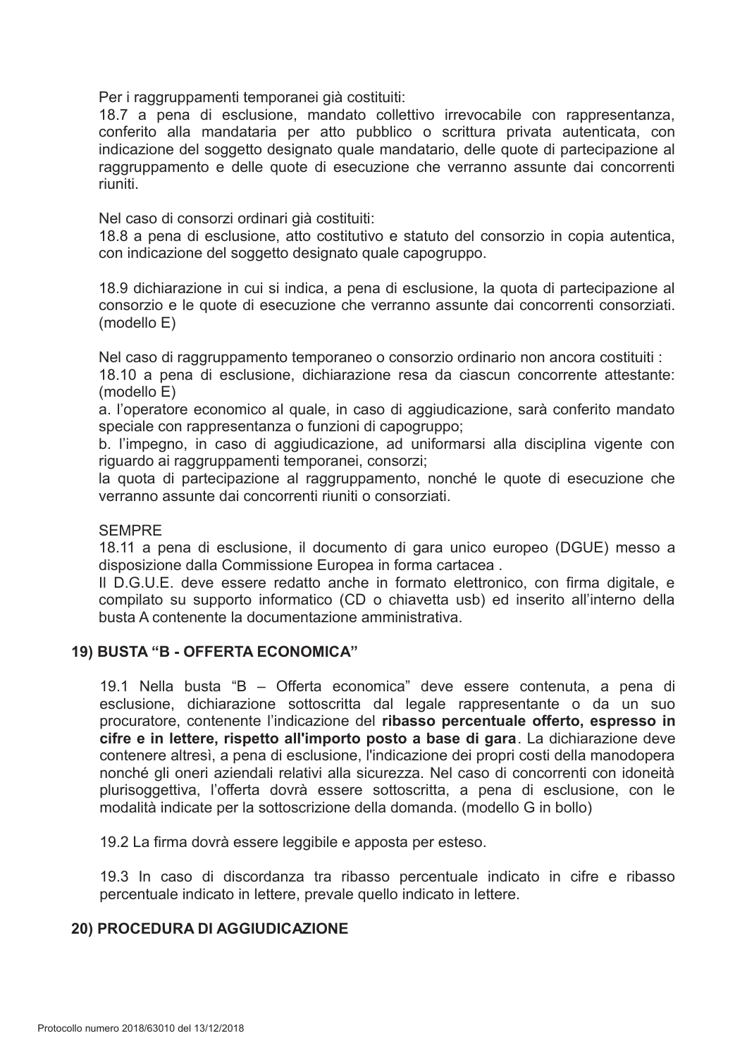Per i raggruppamenti temporanei già costituiti:

18.7 a pena di esclusione, mandato collettivo irrevocabile con rappresentanza, conferito alla mandataria per atto pubblico o scrittura privata autenticata, con indicazione del soggetto designato quale mandatario, delle quote di partecipazione al raggruppamento e delle quote di esecuzione che verranno assunte dai concorrenti riuniti.

Nel caso di consorzi ordinari già costituiti:

18.8 a pena di esclusione, atto costitutivo e statuto del consorzio in copia autentica, con indicazione del soggetto designato quale capogruppo.

18.9 dichiarazione in cui si indica, a pena di esclusione, la quota di partecipazione al consorzio e le quote di esecuzione che verranno assunte dai concorrenti consorziati. (modello E)

Nel caso di raggruppamento temporaneo o consorzio ordinario non ancora costituiti :

18.10 a pena di esclusione, dichiarazione resa da ciascun concorrente attestante: (modello E)

a. l'operatore economico al quale, in caso di aggiudicazione, sarà conferito mandato speciale con rappresentanza o funzioni di capogruppo;

b. l'impegno, in caso di aggiudicazione, ad uniformarsi alla disciplina vigente con riguardo ai raggruppamenti temporanei, consorzi;

la quota di partecipazione al raggruppamento, nonché le quote di esecuzione che verranno assunte dai concorrenti riuniti o consorziati.

SEMPRE

18.11 a pena di esclusione, il documento di gara unico europeo (DGUE) messo a disposizione dalla Commissione Europea in forma cartacea .

Il D.G.U.E. deve essere redatto anche in formato elettronico, con firma digitale, e compilato su supporto informatico (CD o chiavetta usb) ed inserito all'interno della busta A contenente la documentazione amministrativa.

## 19) BUSTA "B - OFFERTA ECONOMICA"

19.1 Nella busta "B – Offerta economica" deve essere contenuta, a pena di esclusione, dichiarazione sottoscritta dal legale rappresentante o da un suo procuratore, contenente l'indicazione del **ribasso percentuale offerto, espresso in cifre e in lettere, rispetto all'importo posto a base di gara**. La dichiarazione deve contenere altresì, a pena di esclusione, l'indicazione dei propri costi della manodopera nonché gli oneri aziendali relativi alla sicurezza. Nel caso di concorrenti con idoneità plurisoggettiva, l'offerta dovrà essere sottoscritta, a pena di esclusione, con le modalità indicate per la sottoscrizione della domanda. (modello G in bollo)

19.2 La firma dovrà essere leggibile e apposta per esteso.

19.3 In caso di discordanza tra ribasso percentuale indicato in cifre e ribasso percentuale indicato in lettere, prevale quello indicato in lettere.

## 20) PROCEDURA DI AGGIUDICAZIONE

Protocollo numero 2018/63010 del 13/12/2018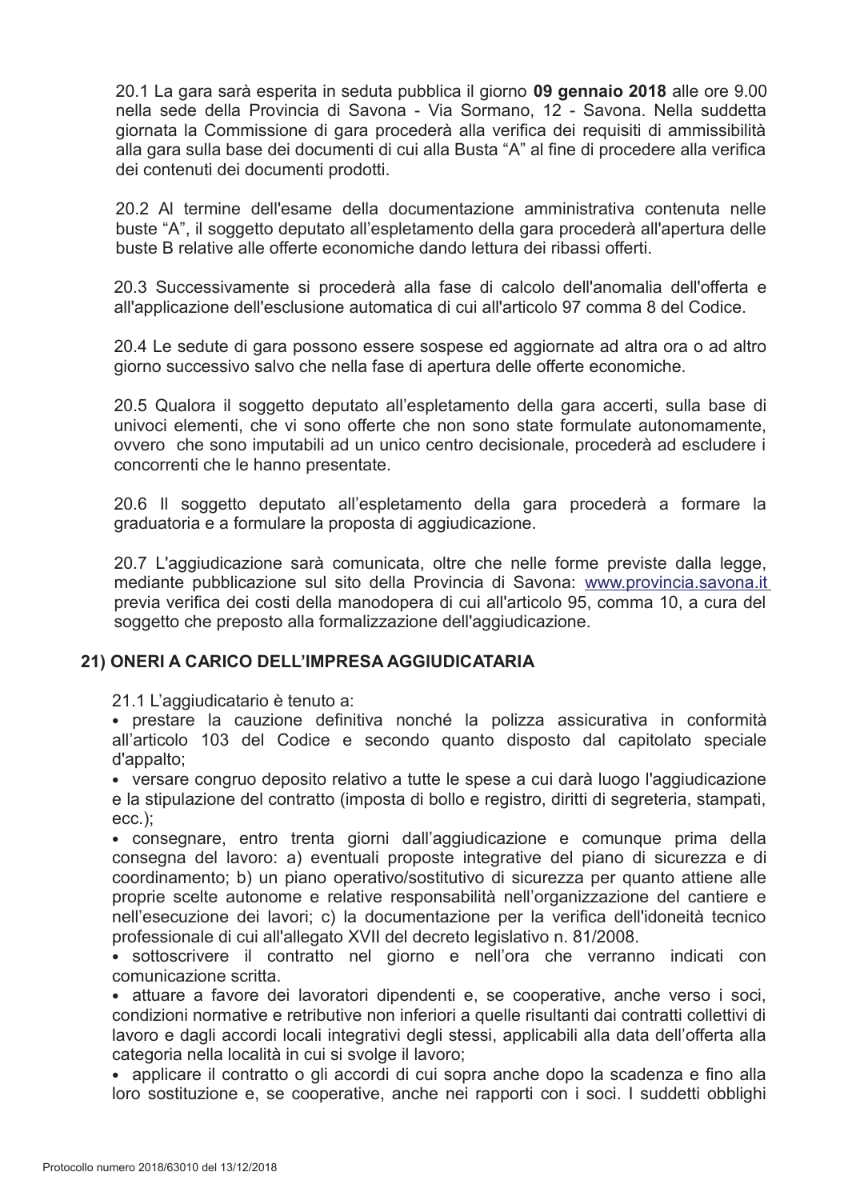20.1 La gara sarà esperita in seduta pubblica il giorno **09 gennaio 2018** alle ore 9.00 nella sede della Provincia di Savona - Via Sormano, 12 - Savona. Nella suddetta giornata la Commissione di gara procederà alla verifica dei requisiti di ammissibilità alla gara sulla base dei documenti di cui alla Busta "A" al fine di procedere alla verifica dei contenuti dei documenti prodotti.

20.2 Al termine dell'esame della documentazione amministrativa contenuta nelle buste "A", il soggetto deputato all'espletamento della gara procederà all'apertura delle buste B relative alle offerte economiche dando lettura dei ribassi offerti.

20.3 Successivamente si procederà alla fase di calcolo dell'anomalia dell'offerta e all'applicazione dell'esclusione automatica di cui all'articolo 97 comma 8 del Codice.

20.4 Le sedute di gara possono essere sospese ed aggiornate ad altra ora o ad altro giorno successivo salvo che nella fase di apertura delle offerte economiche.

20.5 Qualora il soggetto deputato all'espletamento della gara accerti, sulla base di univoci elementi, che vi sono offerte che non sono state formulate autonomamente, ovvero che sono imputabili ad un unico centro decisionale, procederà ad escludere i concorrenti che le hanno presentate.

20.6 Il soggetto deputato all'espletamento della gara procederà a formare la graduatoria e a formulare la proposta di aggiudicazione.

20.7 L'aggiudicazione sarà comunicata, oltre che nelle forme previste dalla legge, mediante pubblicazione sul sito della Provincia di Savona: www.provincia.savona.it previa verifica dei costi della manodopera di cui all'articolo 95, comma 10, a cura del soggetto che preposto alla formalizzazione dell'aggiudicazione.

## 21) ONERI A CARICO DELL'IMPRESA AGGIUDICATARIA

21.1 L'aggiudicatario è tenuto a:

- prestare la cauzione definitiva nonché la polizza assicurativa in conformità all'articolo 103 del Codice e secondo quanto disposto dal capitolato speciale d'appalto;
- versare congruo deposito relativo a tutte le spese a cui darà luogo l'aggiudicazione e la stipulazione del contratto (imposta di bollo e registro, diritti di segreteria, stampati, ecc.);
- consegnare, entro trenta giorni dall'aggiudicazione e comunque prima della consegna del lavoro: a) eventuali proposte integrative del piano di sicurezza e di coordinamento; b) un piano operativo/sostitutivo di sicurezza per quanto attiene alle proprie scelte autonome e relative responsabilità nell'organizzazione del cantiere e nell'esecuzione dei lavori; c) la documentazione per la verifica dell'idoneità tecnico professionale di cui all'allegato XVII del decreto legislativo n. 81/2008.
- sottoscrivere il contratto nel giorno e nell'ora che verranno indicati con comunicazione scritta.
- attuare a favore dei lavoratori dipendenti e, se cooperative, anche verso i soci, condizioni normative e retributive non inferiori a quelle risultanti dai contratti collettivi di lavoro e dagli accordi locali integrativi degli stessi, applicabili alla data dell'offerta alla categoria nella località in cui si svolge il lavoro;
- applicare il contratto o gli accordi di cui sopra anche dopo la scadenza e fino alla loro sostituzione e, se cooperative, anche nei rapporti con i soci. I suddetti obblighi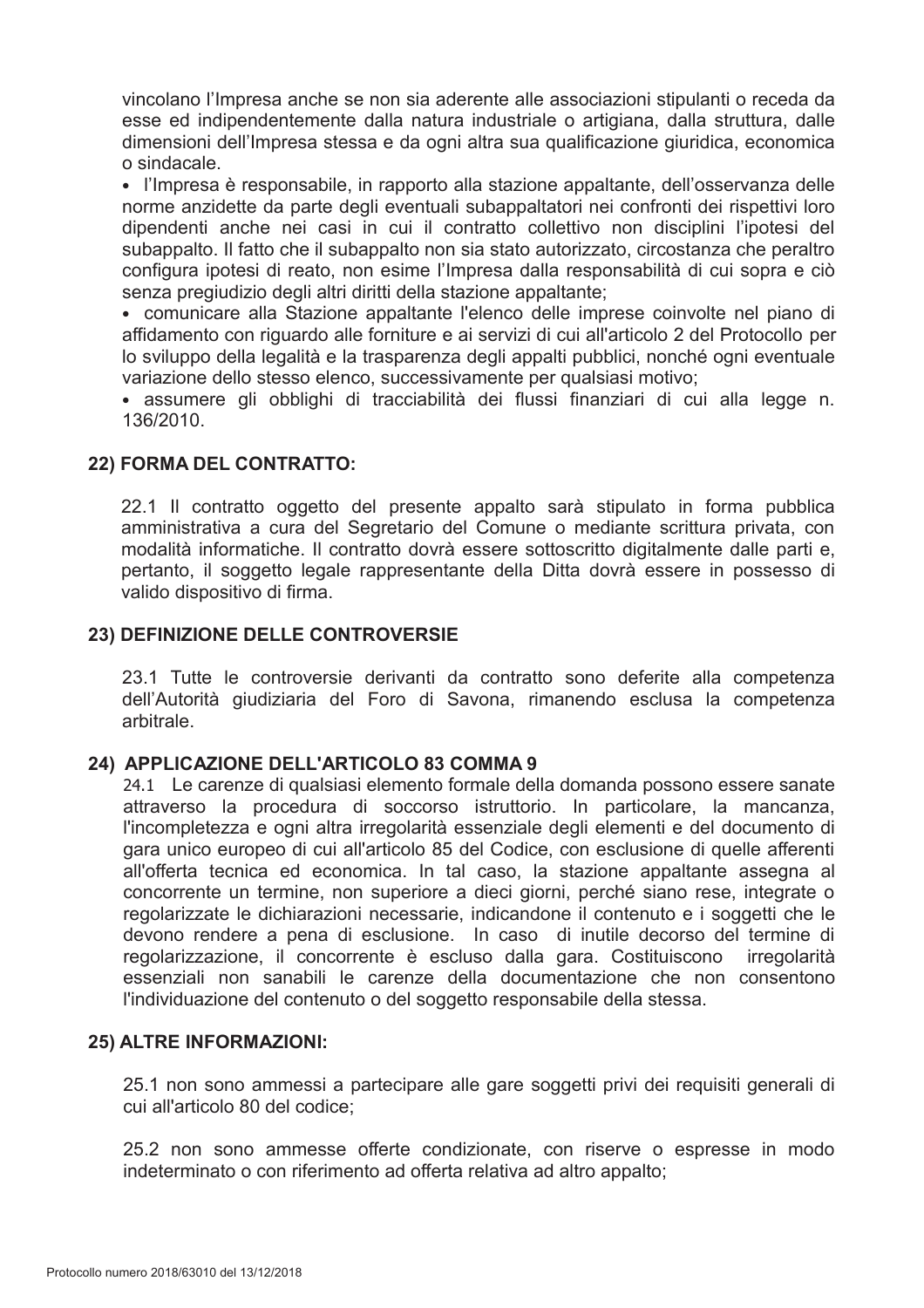vincolano l'Impresa anche se non sia aderente alle associazioni stipulanti o receda da esse ed indipendentemente dalla natura industriale o artigiana, dalla struttura, dalle dimensioni dell'Impresa stessa e da ogni altra sua qualificazione giuridica, economica o sindacale.

- l'Impresa è responsabile, in rapporto alla stazione appaltante, dell'osservanza delle norme anzidette da parte degli eventuali subappaltatori nei confronti dei rispettivi loro dipendenti anche nei casi in cui il contratto collettivo non disciplini l'ipotesi del subappalto. Il fatto che il subappalto non sia stato autorizzato, circostanza che peraltro configura ipotesi di reato, non esime l'Impresa dalla responsabilità di cui sopra e ciò senza pregiudizio degli altri diritti della stazione appaltante;
- comunicare alla Stazione appaltante l'elenco delle imprese coinvolte nel piano di affidamento con riguardo alle forniture e ai servizi di cui all'articolo 2 del Protocollo per lo sviluppo della legalità e la trasparenza degli appalti pubblici, nonché ogni eventuale variazione dello stesso elenco, successivamente per qualsiasi motivo;
- assumere gli obblighi di tracciabilità dei flussi finanziari di cui alla legge n. 136/2010.

## 22) FORMA DEL CONTRATTO:

22.1 Il contratto oggetto del presente appalto sarà stipulato in forma pubblica amministrativa a cura del Segretario del Comune o mediante scrittura privata, con modalità informatiche. Il contratto dovrà essere sottoscritto digitalmente dalle parti e, pertanto, il soggetto legale rappresentante della Ditta dovrà essere in possesso di valido dispositivo di firma.

## 23) DEFINIZIONE DELLE CONTROVERSIE

23.1 Tutte le controversie derivanti da contratto sono deferite alla competenza dell'Autorità giudiziaria del Foro di Savona, rimanendo esclusa la competenza arbitrale.

## 24) APPLICAZIONE DELL'ARTICOLO 83 COMMA 9

24.1 Le carenze di qualsiasi elemento formale della domanda possono essere sanate attraverso la procedura di soccorso istruttorio. In particolare, la mancanza, l'incompletezza e ogni altra irregolarità essenziale degli elementi e del documento di gara unico europeo di cui all'articolo 85 del Codice, con esclusione di quelle afferenti all'offerta tecnica ed economica. In tal caso, la stazione appaltante assegna al concorrente un termine, non superiore a dieci giorni, perché siano rese, integrate o regolarizzate le dichiarazioni necessarie, indicandone il contenuto e i soggetti che le devono rendere a pena di esclusione. In caso di inutile decorso del termine di regolarizzazione, il concorrente è escluso dalla gara. Costituiscono irregolarità essenziali non sanabili le carenze della documentazione che non consentono l'individuazione del contenuto o del soggetto responsabile della stessa.

## 25) ALTRE INFORMAZIONI:

25.1 non sono ammessi a partecipare alle gare soggetti privi dei requisiti generali di cui all'articolo 80 del codice;

25.2 non sono ammesse offerte condizionate, con riserve o espresse in modo indeterminato o con riferimento ad offerta relativa ad altro appalto;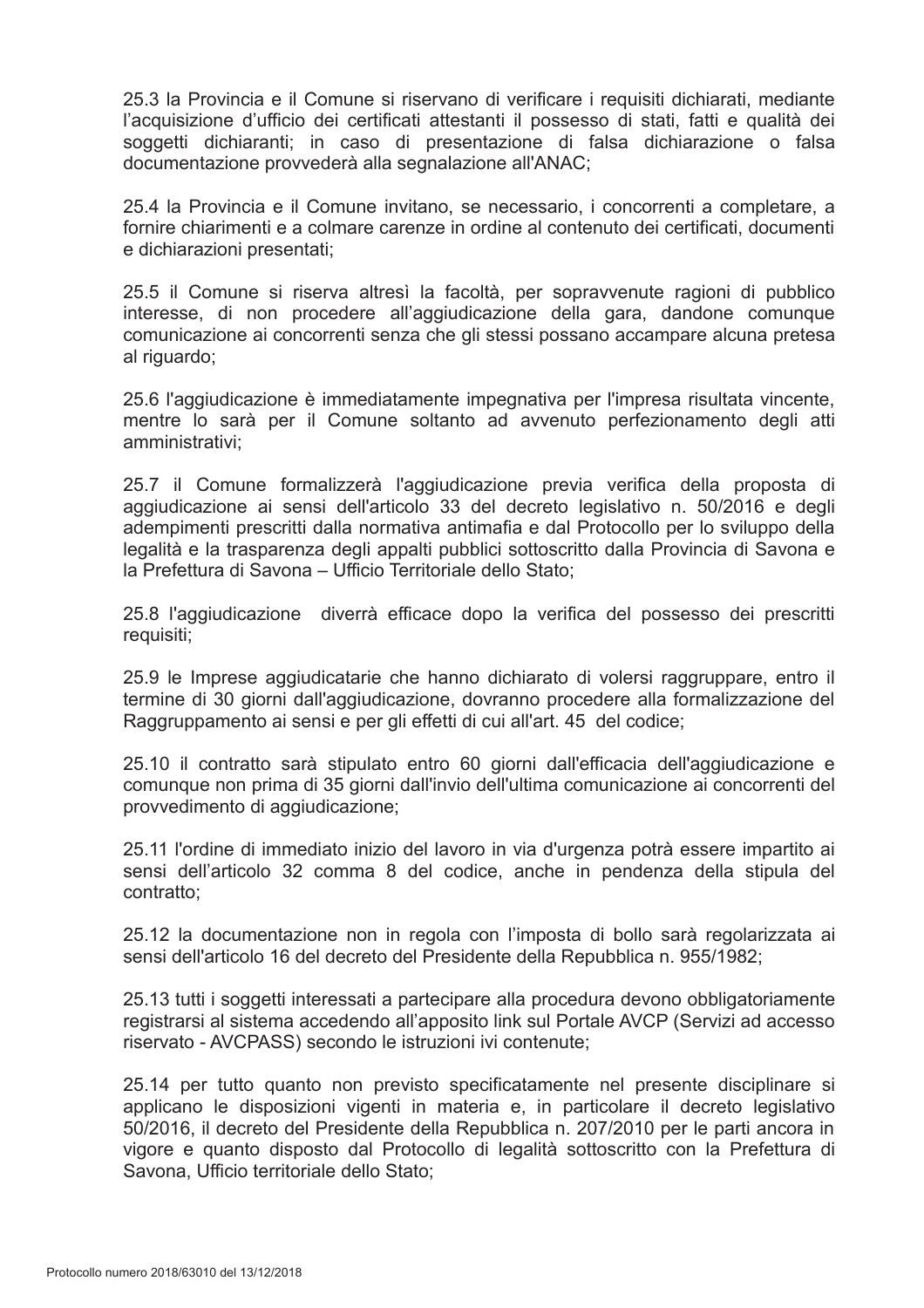25.3 la Provincia e il Comune si riservano di verificare i requisiti dichiarati, mediante l'acquisizione d'ufficio dei certificati attestanti il possesso di stati, fatti e qualità dei soggetti dichiaranti; in caso di presentazione di falsa dichiarazione o falsa documentazione provvederà alla segnalazione all'ANAC;

25.4 la Provincia e il Comune invitano, se necessario, i concorrenti a completare, a fornire chiarimenti e a colmare carenze in ordine al contenuto dei certificati, documenti e dichiarazioni presentati;

25.5 il Comune si riserva altresì la facoltà, per sopravvenute ragioni di pubblico interesse, di non procedere all'aggiudicazione della gara, dandone comunque comunicazione ai concorrenti senza che gli stessi possano accampare alcuna pretesa al riguardo;

25.6 l'aggiudicazione è immediatamente impegnativa per l'impresa risultata vincente, mentre lo sarà per il Comune soltanto ad avvenuto perfezionamento degli atti amministrativi;

25.7 il Comune formalizzerà l'aggiudicazione previa verifica della proposta di aggiudicazione ai sensi dell'articolo 33 del decreto legislativo n. 50/2016 e degli adempimenti prescritti dalla normativa antimafia e dal Protocollo per lo sviluppo della legalità e la trasparenza degli appalti pubblici sottoscritto dalla Provincia di Savona e la Prefettura di Savona – Ufficio Territoriale dello Stato;

25.8 l'aggiudicazione diverrà efficace dopo la verifica del possesso dei prescritti requisiti;

25.9 le Imprese aggiudicatarie che hanno dichiarato di volersi raggruppare, entro il termine di 30 giorni dall'aggiudicazione, dovranno procedere alla formalizzazione del Raggruppamento ai sensi e per gli effetti di cui all'art. 45 del codice;

25.10 il contratto sarà stipulato entro 60 giorni dall'efficacia dell'aggiudicazione e comunque non prima di 35 giorni dall'invio dell'ultima comunicazione ai concorrenti del provvedimento di aggiudicazione;

25.11 l'ordine di immediato inizio del lavoro in via d'urgenza potrà essere impartito ai sensi dell'articolo 32 comma 8 del codice, anche in pendenza della stipula del contratto;

25.12 la documentazione non in regola con l'imposta di bollo sarà regolarizzata ai sensi dell'articolo 16 del decreto del Presidente della Repubblica n. 955/1982;

25.13 tutti i soggetti interessati a partecipare alla procedura devono obbligatoriamente registrarsi al sistema accedendo all'apposito link sul Portale AVCP (Servizi ad accesso riservato - AVCPASS) secondo le istruzioni ivi contenute;

25.14 per tutto quanto non previsto specificatamente nel presente disciplinare si applicano le disposizioni vigenti in materia e, in particolare il decreto legislativo 50/2016, il decreto del Presidente della Repubblica n. 207/2010 per le parti ancora in vigore e quanto disposto dal Protocollo di legalità sottoscritto con la Prefettura di Savona, Ufficio territoriale dello Stato;

Protocollo numero 2018/63010 del 13/12/2018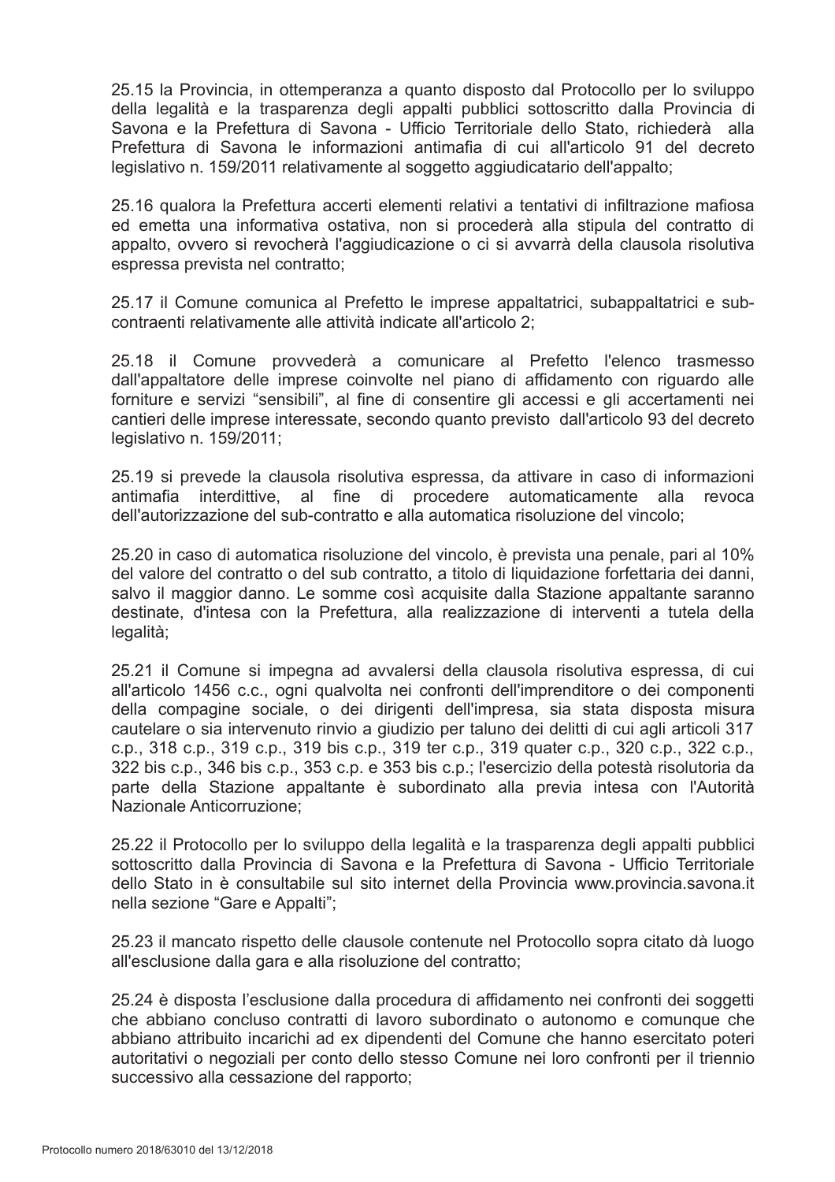25.15 la Provincia, in ottemperanza a quanto disposto dal Protocollo per lo sviluppo della legalità e la trasparenza degli appalti pubblici sottoscritto dalla Provincia di Savona e la Prefettura di Savona - Ufficio Territoriale dello Stato, richiederà alla Prefettura di Savona le informazioni antimafia di cui all'articolo 91 del decreto legislativo n. 159/2011 relativamente al soggetto aggiudicatario dell'appalto;

25.16 qualora la Prefettura accerti elementi relativi a tentativi di infiltrazione mafiosa ed emetta una informativa ostativa, non si procederà alla stipula del contratto di appalto, ovvero si revocherà l'aggiudicazione o ci si avvarrà della clausola risolutiva espressa prevista nel contratto;

25.17 il Comune comunica al Prefetto le imprese appaltatrici, subappaltatrici e sub-contraenti relativamente alle attività indicate all'articolo 2;

25.18 il Comune provvederà a comunicare al Prefetto l'elenco trasmesso dall'appaltatore delle imprese coinvolte nel piano di affidamento con riguardo alle forniture e servizi "sensibili", al fine di consentire gli accessi e gli accertamenti nei cantieri delle imprese interessate, secondo quanto previsto dall'articolo 93 del decreto legislativo n. 159/2011;

25.19 si prevede la clausola risolutiva espressa, da attivare in caso di informazioni antimafia interdittive, al fine di procedere automaticamente alla revoca dell'autorizzazione del sub-contratto e alla automatica risoluzione del vincolo;

25.20 in caso di automatica risoluzione del vincolo, è prevista una penale, pari al 10% del valore del contratto o del sub contratto, a titolo di liquidazione forfettaria dei danni, salvo il maggior danno. Le somme così acquisite dalla Stazione appaltante saranno destinate, d'intesa con la Prefettura, alla realizzazione di interventi a tutela della legalità;

25.21 il Comune si impegna ad avvalersi della clausola risolutiva espressa, di cui all'articolo 1456 c.c., ogni qualvolta nei confronti dell'imprenditore o dei componenti della compagine sociale, o dei dirigenti dell'impresa, sia stata disposta misura cautelare o sia intervenuto rinvio a giudizio per taluno dei delitti di cui agli articoli 317 c.p., 318 c.p., 319 c.p., 319 bis c.p., 319 ter c.p., 319 quater c.p., 320 c.p., 322 c.p., 322 bis c.p., 346 bis c.p., 353 c.p. e 353 bis c.p.; l'esercizio della potestà risolutoria da parte della Stazione appaltante è subordinato alla previa intesa con l'Autorità Nazionale Anticorruzione;

25.22 il Protocollo per lo sviluppo della legalità e la trasparenza degli appalti pubblici sottoscritto dalla Provincia di Savona e la Prefettura di Savona - Ufficio Territoriale dello Stato in è consultabile sul sito internet della Provincia www.provincia.savona.it nella sezione "Gare e Appalti";

25.23 il mancato rispetto delle clausole contenute nel Protocollo sopra citato dà luogo all'esclusione dalla gara e alla risoluzione del contratto;

25.24 è disposta l'esclusione dalla procedura di affidamento nei confronti dei soggetti che abbiano concluso contratti di lavoro subordinato o autonomo e comunque che abbiano attribuito incarichi ad ex dipendenti del Comune che hanno esercitato poteri autoritativi o negoziali per conto dello stesso Comune nei loro confronti per il triennio successivo alla cessazione del rapporto;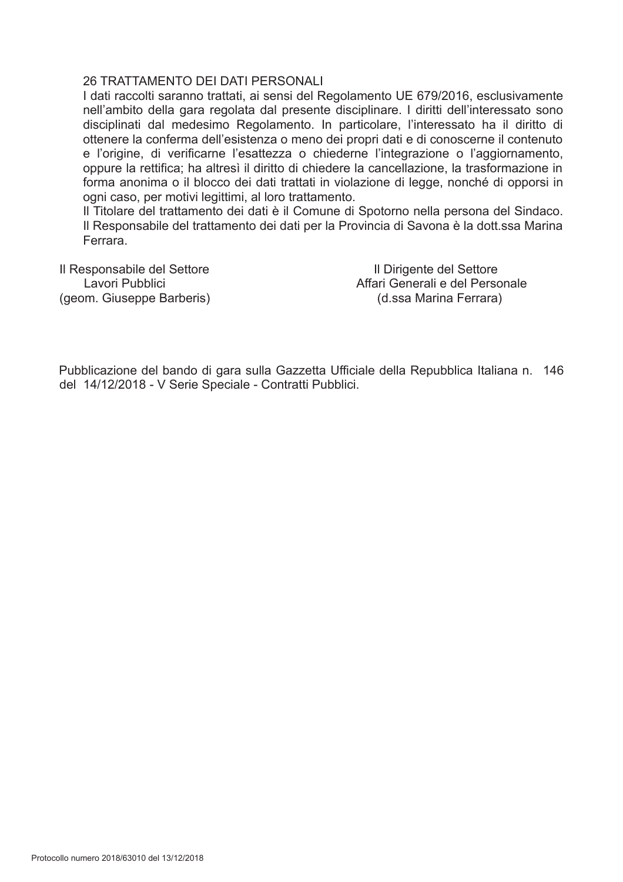## 26 TRATTAMENTO DEI DATI PERSONALI

I dati raccolti saranno trattati, ai sensi del Regolamento UE 679/2016, esclusivamente nell'ambito della gara regolata dal presente disciplinare. I diritti dell'interessato sono disciplinati dal medesimo Regolamento. In particolare, l'interessato ha il diritto di ottenere la conferma dell'esistenza o meno dei propri dati e di conoscerne il contenuto e l'origine, di verificarne l'esattezza o chiederne l'integrazione o l'aggiornamento, oppure la rettifica; ha altresì il diritto di chiedere la cancellazione, la trasformazione in forma anonima o il blocco dei dati trattati in violazione di legge, nonché di opporsi in ogni caso, per motivi legittimi, al loro trattamento.

Il Titolare del trattamento dei dati è il Comune di Spotorno nella persona del Sindaco.

Il Responsabile del trattamento dei dati per la Provincia di Savona è la dott.ssa Marina Ferrara.

Il Responsabile del Settore
Lavori Pubblici
(geom. Giuseppe Barberis)

Il Dirigente del Settore
Affari Generali e del Personale
(d.ssa Marina Ferrara)

Pubblicazione del bando di gara sulla Gazzetta Ufficiale della Repubblica Italiana n. 146 del 14/12/2018 - V Serie Speciale - Contratti Pubblici.

Protocollo numero 2018/63010 del 13/12/2018